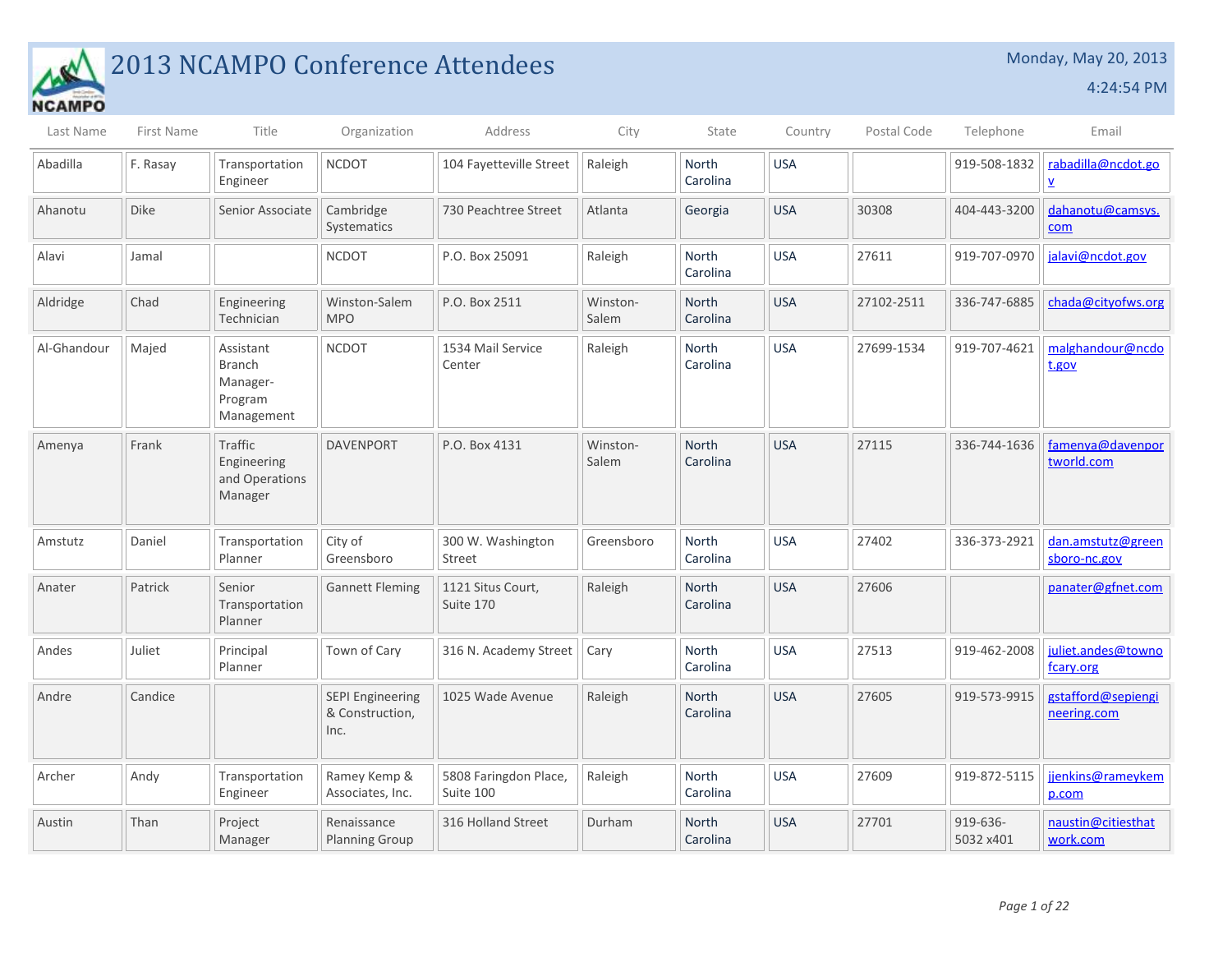# 2013 NCAMPO Conference Attendees

Monday, May 20, 2013

4:24:54 PM

| Last Name | First Name | Title | Organization | Address | City | State | Country | Postal Code | Telephone | Email |
|---|---|---|---|---|---|---|---|---|---|---|
| Abadilla | F. Rasay | Transportation Engineer | NCDOT | 104 Fayetteville Street | Raleigh | North Carolina | USA | | 919-508-1832 | rabadilla@ncdot.gov |
| Ahanotu | Dike | Senior Associate | Cambridge Systematics | 730 Peachtree Street | Atlanta | Georgia | USA | 30308 | 404-443-3200 | dahanotu@camsys.com |
| Alavi | Jamal | | NCDOT | P.O. Box 25091 | Raleigh | North Carolina | USA | 27611 | 919-707-0970 | jalavi@ncdot.gov |
| Aldridge | Chad | Engineering Technician | Winston-Salem MPO | P.O. Box 2511 | Winston-Salem | North Carolina | USA | 27102-2511 | 336-747-6885 | chada@cityofws.org |
| Al-Ghandour | Majed | Assistant Branch Manager-Program Management | NCDOT | 1534 Mail Service Center | Raleigh | North Carolina | USA | 27699-1534 | 919-707-4621 | malghandour@ncdot.gov |
| Amenya | Frank | Traffic Engineering and Operations Manager | DAVENPORT | P.O. Box 4131 | Winston-Salem | North Carolina | USA | 27115 | 336-744-1636 | famenya@davenportworld.com |
| Amstutz | Daniel | Transportation Planner | City of Greensboro | 300 W. Washington Street | Greensboro | North Carolina | USA | 27402 | 336-373-2921 | dan.amstutz@greensboro-nc.gov |
| Anater | Patrick | Senior Transportation Planner | Gannett Fleming | 1121 Situs Court, Suite 170 | Raleigh | North Carolina | USA | 27606 | | panater@gfnet.com |
| Andes | Juliet | Principal Planner | Town of Cary | 316 N. Academy Street | Cary | North Carolina | USA | 27513 | 919-462-2008 | juliet.andes@townofcary.org |
| Andre | Candice | | SEPI Engineering & Construction, Inc. | 1025 Wade Avenue | Raleigh | North Carolina | USA | 27605 | 919-573-9915 | gstafford@sepiengineering.com |
| Archer | Andy | Transportation Engineer | Ramey Kemp & Associates, Inc. | 5808 Faringdon Place, Suite 100 | Raleigh | North Carolina | USA | 27609 | 919-872-5115 | jjenkins@rameykemp.com |
| Austin | Than | Project Manager | Renaissance Planning Group | 316 Holland Street | Durham | North Carolina | USA | 27701 | 919-636-5032 x401 | naustin@citiesthatwork.com |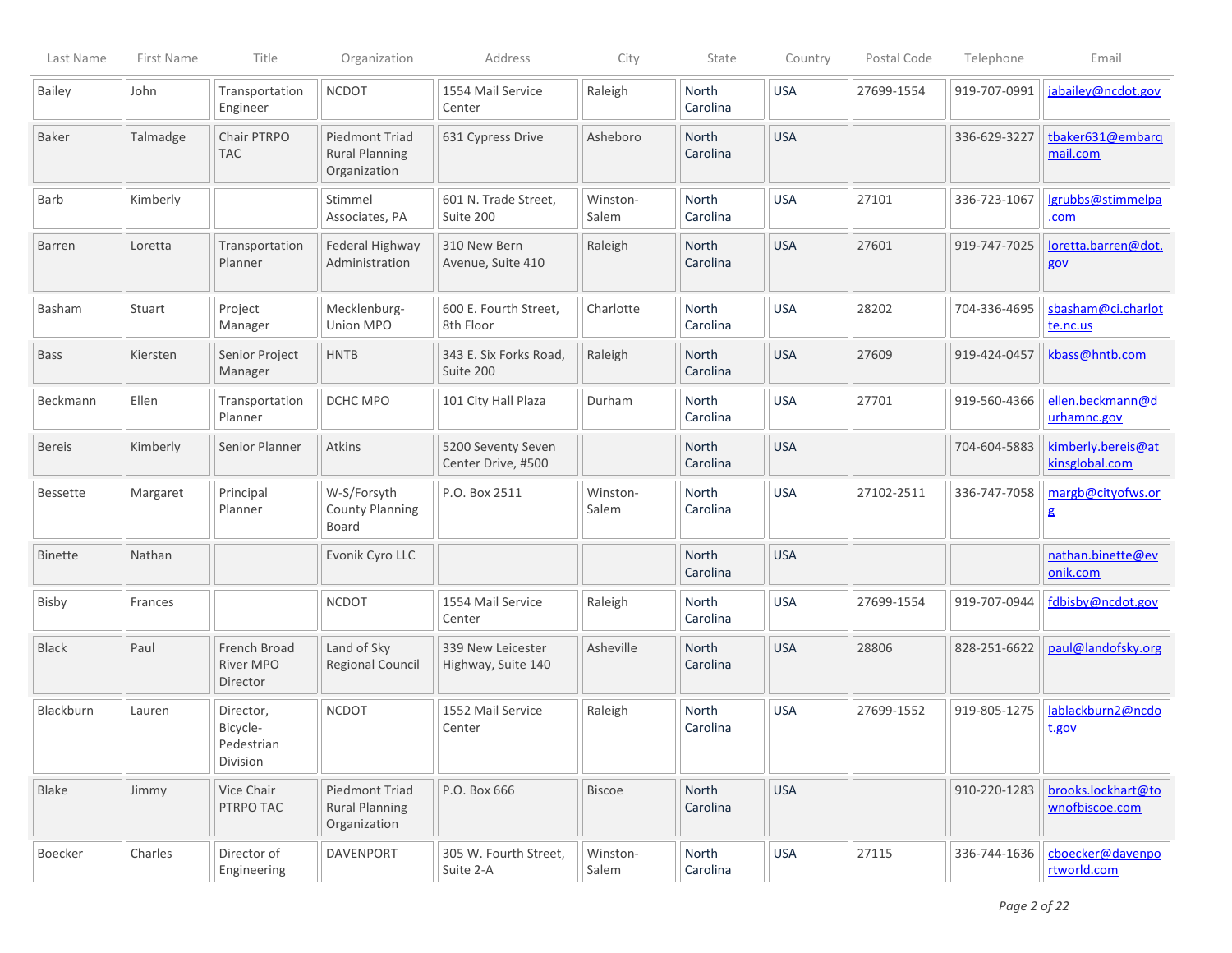| Last Name | First Name | Title | Organization | Address | City | State | Country | Postal Code | Telephone | Email |
|---|---|---|---|---|---|---|---|---|---|---|
| Bailey | John | Transportation Engineer | NCDOT | 1554 Mail Service Center | Raleigh | North Carolina | USA | 27699-1554 | 919-707-0991 | jabailey@ncdot.gov |
| Baker | Talmadge | Chair PTRPO TAC | Piedmont Triad Rural Planning Organization | 631 Cypress Drive | Asheboro | North Carolina | USA | | 336-629-3227 | tbaker631@embarqmail.com |
| Barb | Kimberly | | Stimmel Associates, PA | 601 N. Trade Street, Suite 200 | Winston-Salem | North Carolina | USA | 27101 | 336-723-1067 | lgrubbs@stimmelpa.com |
| Barren | Loretta | Transportation Planner | Federal Highway Administration | 310 New Bern Avenue, Suite 410 | Raleigh | North Carolina | USA | 27601 | 919-747-7025 | loretta.barren@dot.gov |
| Basham | Stuart | Project Manager | Mecklenburg-Union MPO | 600 E. Fourth Street, 8th Floor | Charlotte | North Carolina | USA | 28202 | 704-336-4695 | sbasham@ci.charlotte.nc.us |
| Bass | Kiersten | Senior Project Manager | HNTB | 343 E. Six Forks Road, Suite 200 | Raleigh | North Carolina | USA | 27609 | 919-424-0457 | kbass@hntb.com |
| Beckmann | Ellen | Transportation Planner | DCHC MPO | 101 City Hall Plaza | Durham | North Carolina | USA | 27701 | 919-560-4366 | ellen.beckmann@durhamnc.gov |
| Bereis | Kimberly | Senior Planner | Atkins | 5200 Seventy Seven Center Drive, #500 | | North Carolina | USA | | 704-604-5883 | kimberly.bereis@atkinsglobal.com |
| Bessette | Margaret | Principal Planner | W-S/Forsyth County Planning Board | P.O. Box 2511 | Winston-Salem | North Carolina | USA | 27102-2511 | 336-747-7058 | margb@cityofws.org |
| Binette | Nathan | | Evonik Cyro LLC | | | North Carolina | USA | | | nathan.binette@evonik.com |
| Bisby | Frances | | NCDOT | 1554 Mail Service Center | Raleigh | North Carolina | USA | 27699-1554 | 919-707-0944 | fdbisby@ncdot.gov |
| Black | Paul | French Broad River MPO Director | Land of Sky Regional Council | 339 New Leicester Highway, Suite 140 | Asheville | North Carolina | USA | 28806 | 828-251-6622 | paul@landofsky.org |
| Blackburn | Lauren | Director, Bicycle-Pedestrian Division | NCDOT | 1552 Mail Service Center | Raleigh | North Carolina | USA | 27699-1552 | 919-805-1275 | lablackburn2@ncdot.gov |
| Blake | Jimmy | Vice Chair PTRPO TAC | Piedmont Triad Rural Planning Organization | P.O. Box 666 | Biscoe | North Carolina | USA | | 910-220-1283 | brooks.lockhart@townofbiscoe.com |
| Boecker | Charles | Director of Engineering | DAVENPORT | 305 W. Fourth Street, Suite 2-A | Winston-Salem | North Carolina | USA | 27115 | 336-744-1636 | cboecker@davenportworld.com |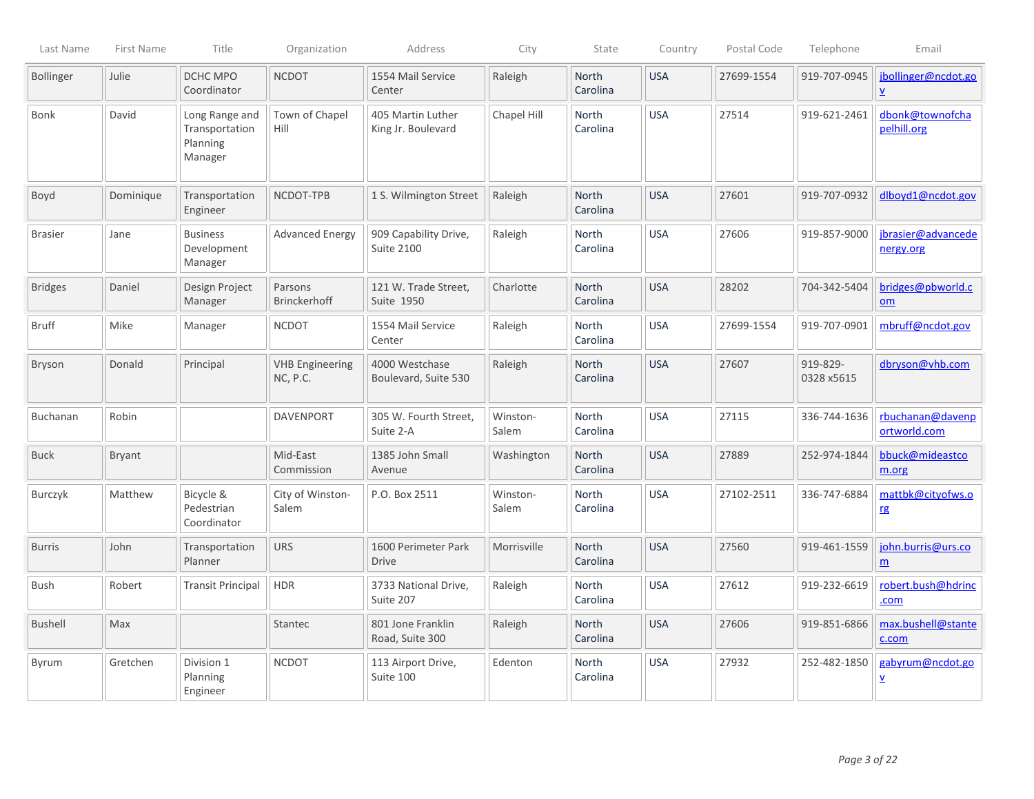| Last Name | First Name | Title | Organization | Address | City | State | Country | Postal Code | Telephone | Email |
|---|---|---|---|---|---|---|---|---|---|---|
| Bollinger | Julie | DCHC MPO Coordinator | NCDOT | 1554 Mail Service Center | Raleigh | North Carolina | USA | 27699-1554 | 919-707-0945 | jbollinger@ncdot.gov |
| Bonk | David | Long Range and Transportation Planning Manager | Town of Chapel Hill | 405 Martin Luther King Jr. Boulevard | Chapel Hill | North Carolina | USA | 27514 | 919-621-2461 | dbonk@townofchapelhill.org |
| Boyd | Dominique | Transportation Engineer | NCDOT-TPB | 1 S. Wilmington Street | Raleigh | North Carolina | USA | 27601 | 919-707-0932 | dlboyd1@ncdot.gov |
| Brasier | Jane | Business Development Manager | Advanced Energy | 909 Capability Drive, Suite 2100 | Raleigh | North Carolina | USA | 27606 | 919-857-9000 | jbrasier@advancedenergy.org |
| Bridges | Daniel | Design Project Manager | Parsons Brinckerhoff | 121 W. Trade Street, Suite 1950 | Charlotte | North Carolina | USA | 28202 | 704-342-5404 | bridges@pbworld.com |
| Bruff | Mike | Manager | NCDOT | 1554 Mail Service Center | Raleigh | North Carolina | USA | 27699-1554 | 919-707-0901 | mbruff@ncdot.gov |
| Bryson | Donald | Principal | VHB Engineering NC, P.C. | 4000 Westchase Boulevard, Suite 530 | Raleigh | North Carolina | USA | 27607 | 919-829-0328 x5615 | dbryson@vhb.com |
| Buchanan | Robin | | DAVENPORT | 305 W. Fourth Street, Suite 2-A | Winston-Salem | North Carolina | USA | 27115 | 336-744-1636 | rbuchanan@davenportworld.com |
| Buck | Bryant | | Mid-East Commission | 1385 John Small Avenue | Washington | North Carolina | USA | 27889 | 252-974-1844 | bbuck@mideastcom.org |
| Burczyk | Matthew | Bicycle & Pedestrian Coordinator | City of Winston-Salem | P.O. Box 2511 | Winston-Salem | North Carolina | USA | 27102-2511 | 336-747-6884 | mattbk@cityofws.org |
| Burris | John | Transportation Planner | URS | 1600 Perimeter Park Drive | Morrisville | North Carolina | USA | 27560 | 919-461-1559 | john.burris@urs.com |
| Bush | Robert | Transit Principal | HDR | 3733 National Drive, Suite 207 | Raleigh | North Carolina | USA | 27612 | 919-232-6619 | robert.bush@hdrinc.com |
| Bushell | Max | | Stantec | 801 Jone Franklin Road, Suite 300 | Raleigh | North Carolina | USA | 27606 | 919-851-6866 | max.bushell@stantec.com |
| Byrum | Gretchen | Division 1 Planning Engineer | NCDOT | 113 Airport Drive, Suite 100 | Edenton | North Carolina | USA | 27932 | 252-482-1850 | gabyrum@ncdot.gov |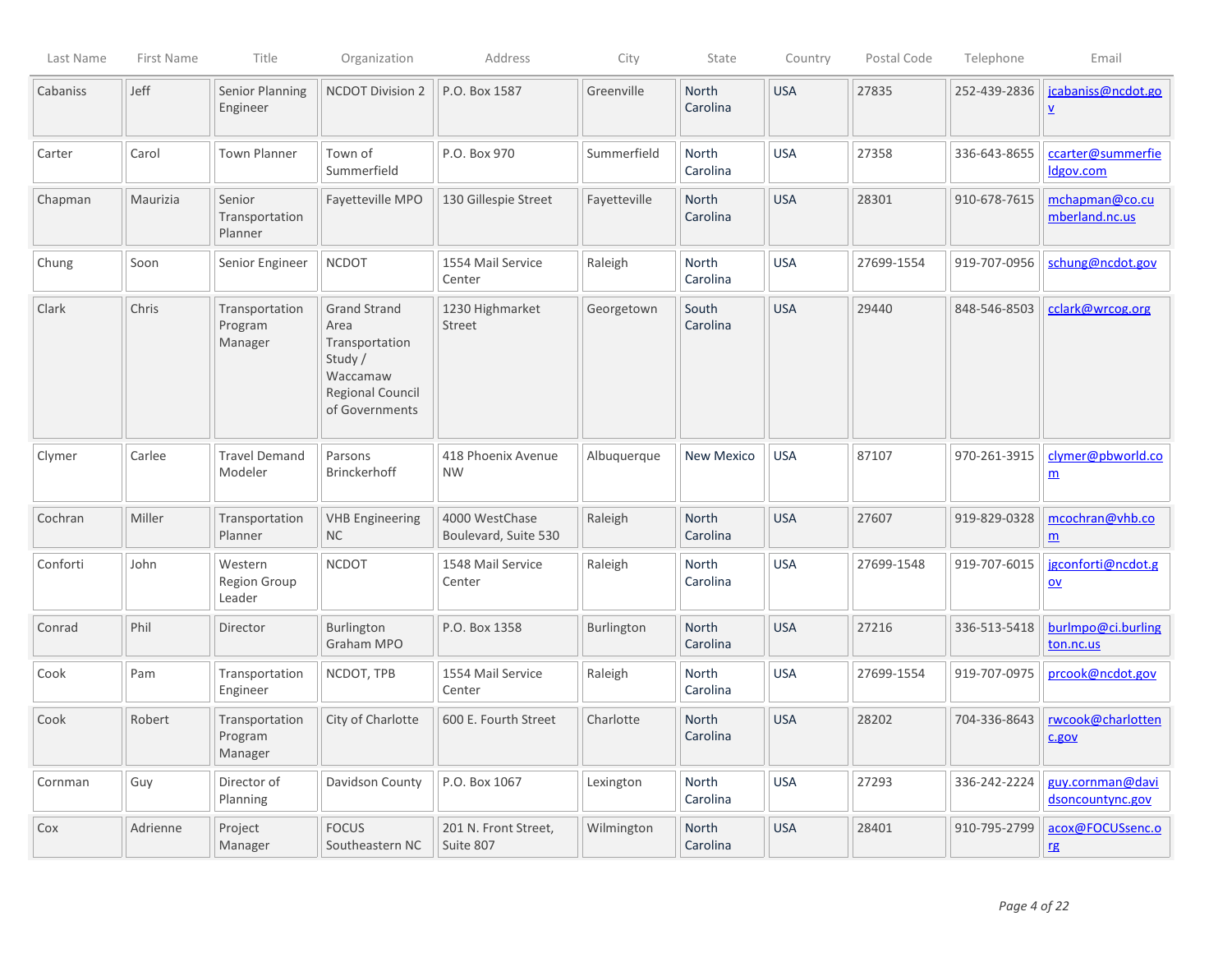| Last Name | First Name | Title | Organization | Address | City | State | Country | Postal Code | Telephone | Email |
|---|---|---|---|---|---|---|---|---|---|---|
| Cabaniss | Jeff | Senior Planning Engineer | NCDOT Division 2 | P.O. Box 1587 | Greenville | North Carolina | USA | 27835 | 252-439-2836 | jcabaniss@ncdot.gov |
| Carter | Carol | Town Planner | Town of Summerfield | P.O. Box 970 | Summerfield | North Carolina | USA | 27358 | 336-643-8655 | ccarter@summerfieldgov.com |
| Chapman | Maurizia | Senior Transportation Planner | Fayetteville MPO | 130 Gillespie Street | Fayetteville | North Carolina | USA | 28301 | 910-678-7615 | mchapman@co.cumberland.nc.us |
| Chung | Soon | Senior Engineer | NCDOT | 1554 Mail Service Center | Raleigh | North Carolina | USA | 27699-1554 | 919-707-0956 | schung@ncdot.gov |
| Clark | Chris | Transportation Program Manager | Grand Strand Area Transportation Study / Waccamaw Regional Council of Governments | 1230 Highmarket Street | Georgetown | South Carolina | USA | 29440 | 848-546-8503 | cclark@wrcog.org |
| Clymer | Carlee | Travel Demand Modeler | Parsons Brinckerhoff | 418 Phoenix Avenue NW | Albuquerque | New Mexico | USA | 87107 | 970-261-3915 | clymer@pbworld.com |
| Cochran | Miller | Transportation Planner | VHB Engineering NC | 4000 WestChase Boulevard, Suite 530 | Raleigh | North Carolina | USA | 27607 | 919-829-0328 | mcochran@vhb.com |
| Conforti | John | Western Region Group Leader | NCDOT | 1548 Mail Service Center | Raleigh | North Carolina | USA | 27699-1548 | 919-707-6015 | jgconforti@ncdot.gov |
| Conrad | Phil | Director | Burlington Graham MPO | P.O. Box 1358 | Burlington | North Carolina | USA | 27216 | 336-513-5418 | burlmpo@ci.burlington.nc.us |
| Cook | Pam | Transportation Engineer | NCDOT, TPB | 1554 Mail Service Center | Raleigh | North Carolina | USA | 27699-1554 | 919-707-0975 | prcook@ncdot.gov |
| Cook | Robert | Transportation Program Manager | City of Charlotte | 600 E. Fourth Street | Charlotte | North Carolina | USA | 28202 | 704-336-8643 | rwcook@charlottenc.gov |
| Cornman | Guy | Director of Planning | Davidson County | P.O. Box 1067 | Lexington | North Carolina | USA | 27293 | 336-242-2224 | guy.cornman@davidsoncountync.gov |
| Cox | Adrienne | Project Manager | FOCUS Southeastern NC | 201 N. Front Street, Suite 807 | Wilmington | North Carolina | USA | 28401 | 910-795-2799 | acox@FOCUSsenc.org |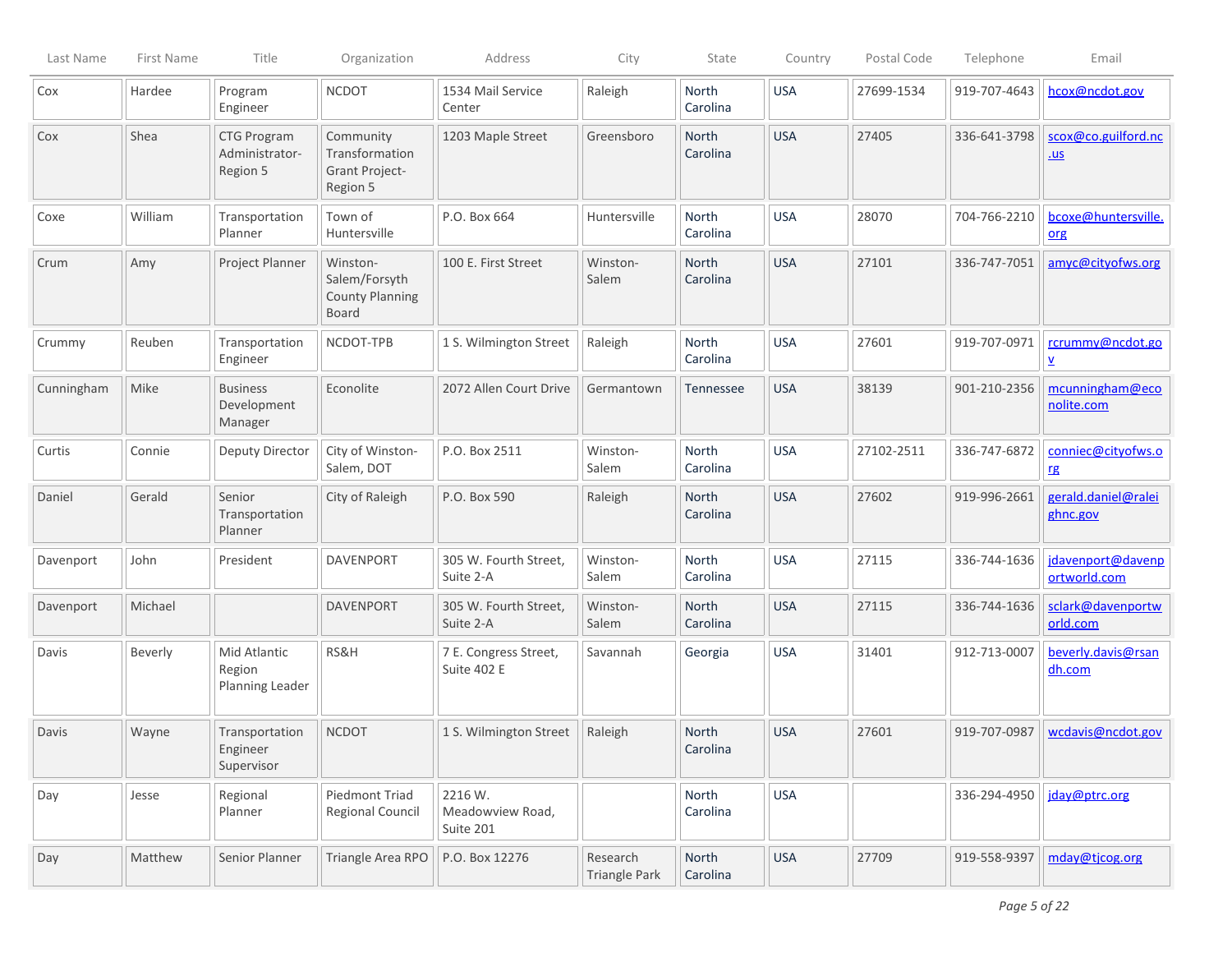| Last Name | First Name | Title | Organization | Address | City | State | Country | Postal Code | Telephone | Email |
|---|---|---|---|---|---|---|---|---|---|---|
| Cox | Hardee | Program Engineer | NCDOT | 1534 Mail Service Center | Raleigh | North Carolina | USA | 27699-1534 | 919-707-4643 | hcox@ncdot.gov |
| Cox | Shea | CTG Program Administrator-Region 5 | Community Transformation Grant Project-Region 5 | 1203 Maple Street | Greensboro | North Carolina | USA | 27405 | 336-641-3798 | scox@co.guilford.nc.us |
| Coxe | William | Transportation Planner | Town of Huntersville | P.O. Box 664 | Huntersville | North Carolina | USA | 28070 | 704-766-2210 | bcoxe@huntersville.org |
| Crum | Amy | Project Planner | Winston-Salem/Forsyth County Planning Board | 100 E. First Street | Winston-Salem | North Carolina | USA | 27101 | 336-747-7051 | amyc@cityofws.org |
| Crummy | Reuben | Transportation Engineer | NCDOT-TPB | 1 S. Wilmington Street | Raleigh | North Carolina | USA | 27601 | 919-707-0971 | rcrummy@ncdot.gov |
| Cunningham | Mike | Business Development Manager | Econolite | 2072 Allen Court Drive | Germantown | Tennessee | USA | 38139 | 901-210-2356 | mcunningham@econolite.com |
| Curtis | Connie | Deputy Director | City of Winston-Salem, DOT | P.O. Box 2511 | Winston-Salem | North Carolina | USA | 27102-2511 | 336-747-6872 | conniec@cityofws.org |
| Daniel | Gerald | Senior Transportation Planner | City of Raleigh | P.O. Box 590 | Raleigh | North Carolina | USA | 27602 | 919-996-2661 | gerald.daniel@raleighnc.gov |
| Davenport | John | President | DAVENPORT | 305 W. Fourth Street, Suite 2-A | Winston-Salem | North Carolina | USA | 27115 | 336-744-1636 | jdavenport@davenportworld.com |
| Davenport | Michael | | DAVENPORT | 305 W. Fourth Street, Suite 2-A | Winston-Salem | North Carolina | USA | 27115 | 336-744-1636 | sclark@davenportworld.com |
| Davis | Beverly | Mid Atlantic Region Planning Leader | RS&H | 7 E. Congress Street, Suite 402 E | Savannah | Georgia | USA | 31401 | 912-713-0007 | beverly.davis@rsandh.com |
| Davis | Wayne | Transportation Engineer Supervisor | NCDOT | 1 S. Wilmington Street | Raleigh | North Carolina | USA | 27601 | 919-707-0987 | wcdavis@ncdot.gov |
| Day | Jesse | Regional Planner | Piedmont Triad Regional Council | 2216 W. Meadowview Road, Suite 201 | | North Carolina | USA | | 336-294-4950 | jday@ptrc.org |
| Day | Matthew | Senior Planner | Triangle Area RPO | P.O. Box 12276 | Research Triangle Park | North Carolina | USA | 27709 | 919-558-9397 | mday@tjcog.org |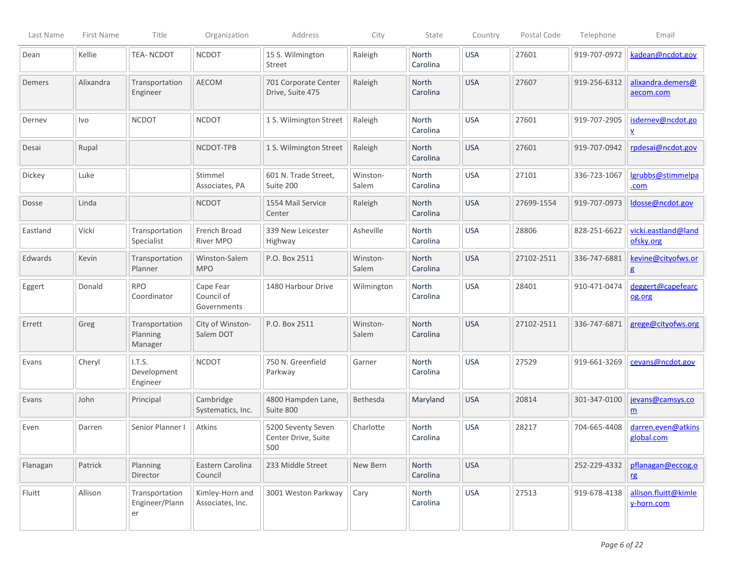| Last Name | First Name | Title | Organization | Address | City | State | Country | Postal Code | Telephone | Email |
|---|---|---|---|---|---|---|---|---|---|---|
| Dean | Kellie | TEA- NCDOT | NCDOT | 15 S. Wilmington Street | Raleigh | North Carolina | USA | 27601 | 919-707-0972 | kadean@ncdot.gov |
| Demers | Alixandra | Transportation Engineer | AECOM | 701 Corporate Center Drive, Suite 475 | Raleigh | North Carolina | USA | 27607 | 919-256-6312 | alixandra.demers@aecom.com |
| Dernev | Ivo | NCDOT | NCDOT | 1 S. Wilmington Street | Raleigh | North Carolina | USA | 27601 | 919-707-2905 | isdernev@ncdot.gov |
| Desai | Rupal | | NCDOT-TPB | 1 S. Wilmington Street | Raleigh | North Carolina | USA | 27601 | 919-707-0942 | rpdesai@ncdot.gov |
| Dickey | Luke | | Stimmel Associates, PA | 601 N. Trade Street, Suite 200 | Winston-Salem | North Carolina | USA | 27101 | 336-723-1067 | lgrubbs@stimmelpa.com |
| Dosse | Linda | | NCDOT | 1554 Mail Service Center | Raleigh | North Carolina | USA | 27699-1554 | 919-707-0973 | ldosse@ncdot.gov |
| Eastland | Vicki | Transportation Specialist | French Broad River MPO | 339 New Leicester Highway | Asheville | North Carolina | USA | 28806 | 828-251-6622 | vicki.eastland@landofsky.org |
| Edwards | Kevin | Transportation Planner | Winston-Salem MPO | P.O. Box 2511 | Winston-Salem | North Carolina | USA | 27102-2511 | 336-747-6881 | kevine@cityofws.org |
| Eggert | Donald | RPO Coordinator | Cape Fear Council of Governments | 1480 Harbour Drive | Wilmington | North Carolina | USA | 28401 | 910-471-0474 | deggert@capefearcog.org |
| Errett | Greg | Transportation Planning Manager | City of Winston-Salem DOT | P.O. Box 2511 | Winston-Salem | North Carolina | USA | 27102-2511 | 336-747-6871 | grege@cityofws.org |
| Evans | Cheryl | I.T.S. Development Engineer | NCDOT | 750 N. Greenfield Parkway | Garner | North Carolina | USA | 27529 | 919-661-3269 | cevans@ncdot.gov |
| Evans | John | Principal | Cambridge Systematics, Inc. | 4800 Hampden Lane, Suite 800 | Bethesda | Maryland | USA | 20814 | 301-347-0100 | jevans@camsys.com |
| Even | Darren | Senior Planner I | Atkins | 5200 Seventy Seven Center Drive, Suite 500 | Charlotte | North Carolina | USA | 28217 | 704-665-4408 | darren.even@atkinsglobal.com |
| Flanagan | Patrick | Planning Director | Eastern Carolina Council | 233 Middle Street | New Bern | North Carolina | USA | | 252-229-4332 | pflanagan@eccog.org |
| Fluitt | Allison | Transportation Engineer/Planner | Kimley-Horn and Associates, Inc. | 3001 Weston Parkway | Cary | North Carolina | USA | 27513 | 919-678-4138 | allison.fluitt@kimley-horn.com |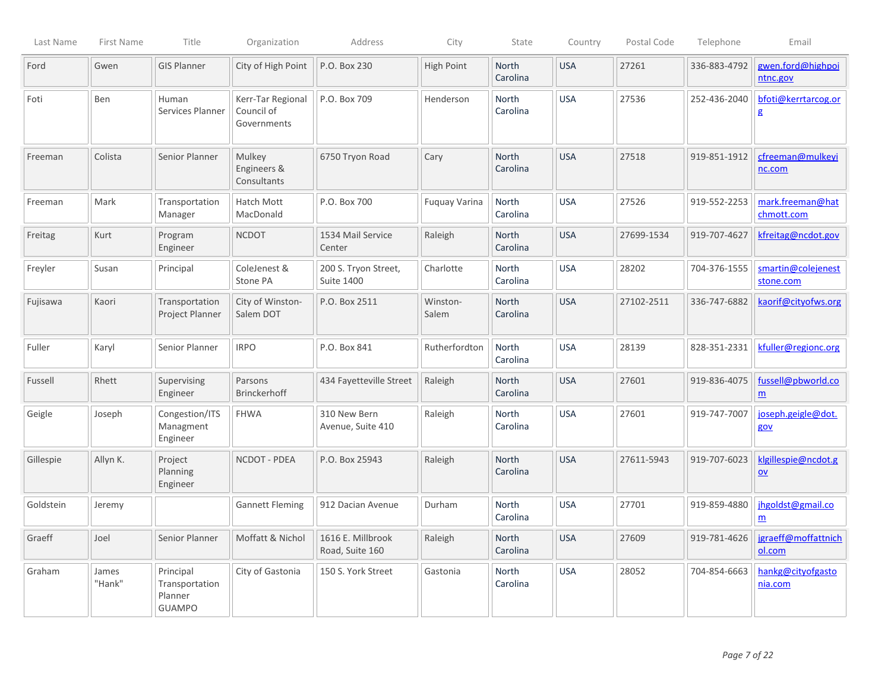| Last Name | First Name | Title | Organization | Address | City | State | Country | Postal Code | Telephone | Email |
|---|---|---|---|---|---|---|---|---|---|---|
| Ford | Gwen | GIS Planner | City of High Point | P.O. Box 230 | High Point | North Carolina | USA | 27261 | 336-883-4792 | gwen.ford@highpointnc.gov |
| Foti | Ben | Human Services Planner | Kerr-Tar Regional Council of Governments | P.O. Box 709 | Henderson | North Carolina | USA | 27536 | 252-436-2040 | bfoti@kerrtarcog.org |
| Freeman | Colista | Senior Planner | Mulkey Engineers & Consultants | 6750 Tryon Road | Cary | North Carolina | USA | 27518 | 919-851-1912 | cfreeman@mulkeyinc.com |
| Freeman | Mark | Transportation Manager | Hatch Mott MacDonald | P.O. Box 700 | Fuquay Varina | North Carolina | USA | 27526 | 919-552-2253 | mark.freeman@hatchmott.com |
| Freitag | Kurt | Program Engineer | NCDOT | 1534 Mail Service Center | Raleigh | North Carolina | USA | 27699-1534 | 919-707-4627 | kfreitag@ncdot.gov |
| Freyler | Susan | Principal | ColeJenest & Stone PA | 200 S. Tryon Street, Suite 1400 | Charlotte | North Carolina | USA | 28202 | 704-376-1555 | smartin@colejeneststone.com |
| Fujisawa | Kaori | Transportation Project Planner | City of Winston-Salem DOT | P.O. Box 2511 | Winston-Salem | North Carolina | USA | 27102-2511 | 336-747-6882 | kaorif@cityofws.org |
| Fuller | Karyl | Senior Planner | IRPO | P.O. Box 841 | Rutherfordton | North Carolina | USA | 28139 | 828-351-2331 | kfuller@regionc.org |
| Fussell | Rhett | Supervising Engineer | Parsons Brinckerhoff | 434 Fayetteville Street | Raleigh | North Carolina | USA | 27601 | 919-836-4075 | fussell@pbworld.com |
| Geigle | Joseph | Congestion/ITS Managment Engineer | FHWA | 310 New Bern Avenue, Suite 410 | Raleigh | North Carolina | USA | 27601 | 919-747-7007 | joseph.geigle@dot.gov |
| Gillespie | Allyn K. | Project Planning Engineer | NCDOT - PDEA | P.O. Box 25943 | Raleigh | North Carolina | USA | 27611-5943 | 919-707-6023 | klgillespie@ncdot.gov |
| Goldstein | Jeremy | | Gannett Fleming | 912 Dacian Avenue | Durham | North Carolina | USA | 27701 | 919-859-4880 | jhgoldst@gmail.com |
| Graeff | Joel | Senior Planner | Moffatt & Nichol | 1616 E. Millbrook Road, Suite 160 | Raleigh | North Carolina | USA | 27609 | 919-781-4626 | jgraeff@moffattnichol.com |
| Graham | James "Hank" | Principal Transportation Planner GUAMPO | City of Gastonia | 150 S. York Street | Gastonia | North Carolina | USA | 28052 | 704-854-6663 | hankg@cityofgastonia.com |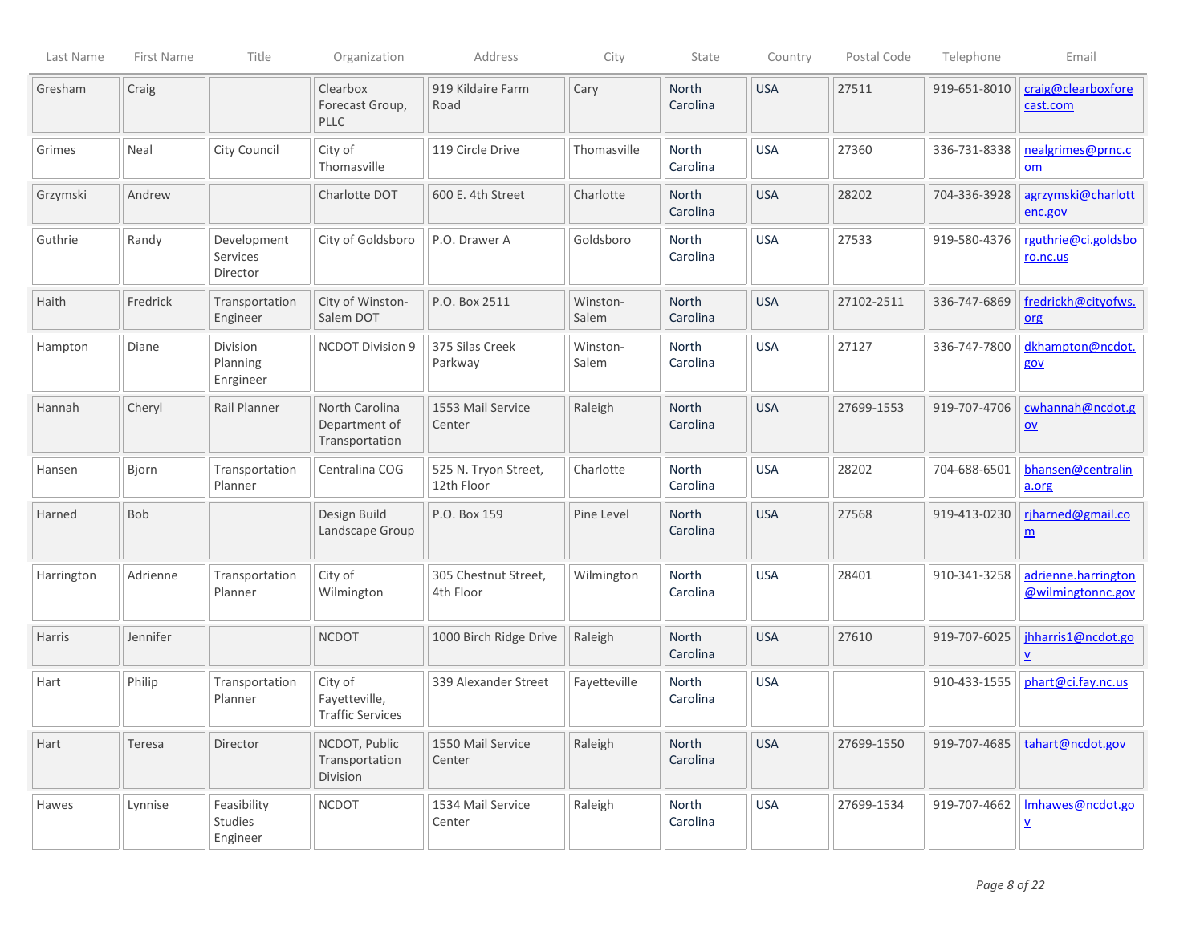| Last Name | First Name | Title | Organization | Address | City | State | Country | Postal Code | Telephone | Email |
|---|---|---|---|---|---|---|---|---|---|---|
| Gresham | Craig | | Clearbox Forecast Group, PLLC | 919 Kildaire Farm Road | Cary | North Carolina | USA | 27511 | 919-651-8010 | craig@clearboxforecast.com |
| Grimes | Neal | City Council | City of Thomasville | 119 Circle Drive | Thomasville | North Carolina | USA | 27360 | 336-731-8338 | nealgrimes@prnc.com |
| Grzymski | Andrew | | Charlotte DOT | 600 E. 4th Street | Charlotte | North Carolina | USA | 28202 | 704-336-3928 | agrzymski@charlottenc.gov |
| Guthrie | Randy | Development Services Director | City of Goldsboro | P.O. Drawer A | Goldsboro | North Carolina | USA | 27533 | 919-580-4376 | rguthrie@ci.goldsboro.nc.us |
| Haith | Fredrick | Transportation Engineer | City of Winston-Salem DOT | P.O. Box 2511 | Winston-Salem | North Carolina | USA | 27102-2511 | 336-747-6869 | fredrickh@cityofws.org |
| Hampton | Diane | Division Planning Engrineer | NCDOT Division 9 | 375 Silas Creek Parkway | Winston-Salem | North Carolina | USA | 27127 | 336-747-7800 | dkhampton@ncdot.gov |
| Hannah | Cheryl | Rail Planner | North Carolina Department of Transportation | 1553 Mail Service Center | Raleigh | North Carolina | USA | 27699-1553 | 919-707-4706 | cwhannah@ncdot.gov |
| Hansen | Bjorn | Transportation Planner | Centralina COG | 525 N. Tryon Street, 12th Floor | Charlotte | North Carolina | USA | 28202 | 704-688-6501 | bhansen@centralina.org |
| Harned | Bob | | Design Build Landscape Group | P.O. Box 159 | Pine Level | North Carolina | USA | 27568 | 919-413-0230 | rjharned@gmail.com |
| Harrington | Adrienne | Transportation Planner | City of Wilmington | 305 Chestnut Street, 4th Floor | Wilmington | North Carolina | USA | 28401 | 910-341-3258 | adrienne.harrington@wilmingtonnc.gov |
| Harris | Jennifer | | NCDOT | 1000 Birch Ridge Drive | Raleigh | North Carolina | USA | 27610 | 919-707-6025 | jhharris1@ncdot.gov |
| Hart | Philip | Transportation Planner | City of Fayetteville, Traffic Services | 339 Alexander Street | Fayetteville | North Carolina | USA | | 910-433-1555 | phart@ci.fay.nc.us |
| Hart | Teresa | Director | NCDOT, Public Transportation Division | 1550 Mail Service Center | Raleigh | North Carolina | USA | 27699-1550 | 919-707-4685 | tahart@ncdot.gov |
| Hawes | Lynnise | Feasibility Studies Engineer | NCDOT | 1534 Mail Service Center | Raleigh | North Carolina | USA | 27699-1534 | 919-707-4662 | lmhawes@ncdot.gov |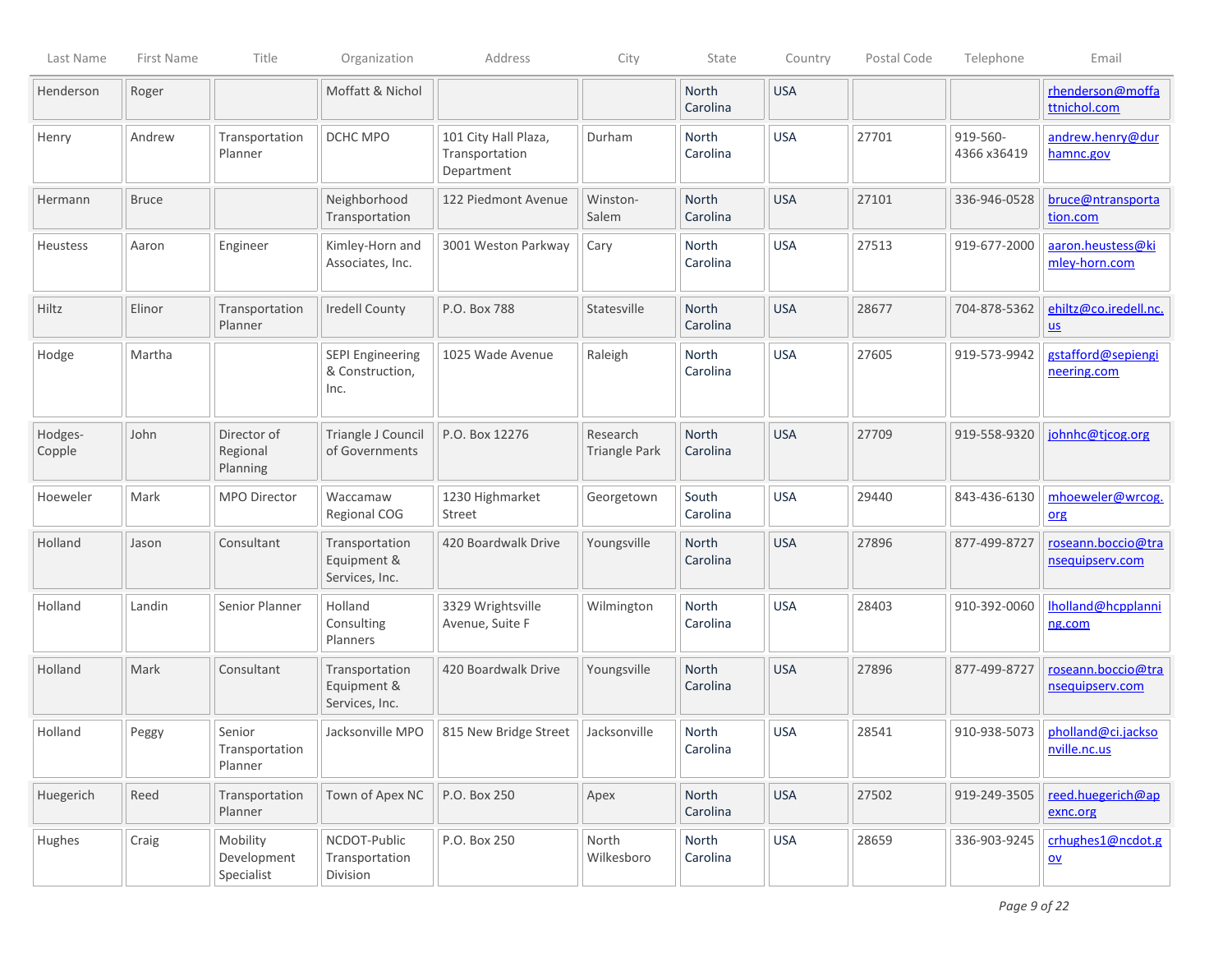| Last Name | First Name | Title | Organization | Address | City | State | Country | Postal Code | Telephone | Email |
|---|---|---|---|---|---|---|---|---|---|---|
| Henderson | Roger | | Moffatt & Nichol | | | North Carolina | USA | | | rhenderson@moffattnichol.com |
| Henry | Andrew | Transportation Planner | DCHC MPO | 101 City Hall Plaza, Transportation Department | Durham | North Carolina | USA | 27701 | 919-560-4366 x36419 | andrew.henry@durhamnc.gov |
| Hermann | Bruce | | Neighborhood Transportation | 122 Piedmont Avenue | Winston-Salem | North Carolina | USA | 27101 | 336-946-0528 | bruce@ntransportation.com |
| Heustess | Aaron | Engineer | Kimley-Horn and Associates, Inc. | 3001 Weston Parkway | Cary | North Carolina | USA | 27513 | 919-677-2000 | aaron.heustess@kimley-horn.com |
| Hiltz | Elinor | Transportation Planner | Iredell County | P.O. Box 788 | Statesville | North Carolina | USA | 28677 | 704-878-5362 | ehiltz@co.iredell.nc.us |
| Hodge | Martha | | SEPI Engineering & Construction, Inc. | 1025 Wade Avenue | Raleigh | North Carolina | USA | 27605 | 919-573-9942 | gstafford@sepiengineering.com |
| Hodges-Copple | John | Director of Regional Planning | Triangle J Council of Governments | P.O. Box 12276 | Research Triangle Park | North Carolina | USA | 27709 | 919-558-9320 | johnhc@tjcog.org |
| Hoeweler | Mark | MPO Director | Waccamaw Regional COG | 1230 Highmarket Street | Georgetown | South Carolina | USA | 29440 | 843-436-6130 | mhoeweler@wrcog.org |
| Holland | Jason | Consultant | Transportation Equipment & Services, Inc. | 420 Boardwalk Drive | Youngsville | North Carolina | USA | 27896 | 877-499-8727 | roseann.boccio@transequipserv.com |
| Holland | Landin | Senior Planner | Holland Consulting Planners | 3329 Wrightsville Avenue, Suite F | Wilmington | North Carolina | USA | 28403 | 910-392-0060 | lholland@hcpplanning.com |
| Holland | Mark | Consultant | Transportation Equipment & Services, Inc. | 420 Boardwalk Drive | Youngsville | North Carolina | USA | 27896 | 877-499-8727 | roseann.boccio@transequipserv.com |
| Holland | Peggy | Senior Transportation Planner | Jacksonville MPO | 815 New Bridge Street | Jacksonville | North Carolina | USA | 28541 | 910-938-5073 | pholland@ci.jacksonville.nc.us |
| Huegerich | Reed | Transportation Planner | Town of Apex NC | P.O. Box 250 | Apex | North Carolina | USA | 27502 | 919-249-3505 | reed.huegerich@apexnc.org |
| Hughes | Craig | Mobility Development Specialist | NCDOT-Public Transportation Division | P.O. Box 250 | North Wilkesboro | North Carolina | USA | 28659 | 336-903-9245 | crhughes1@ncdot.gov |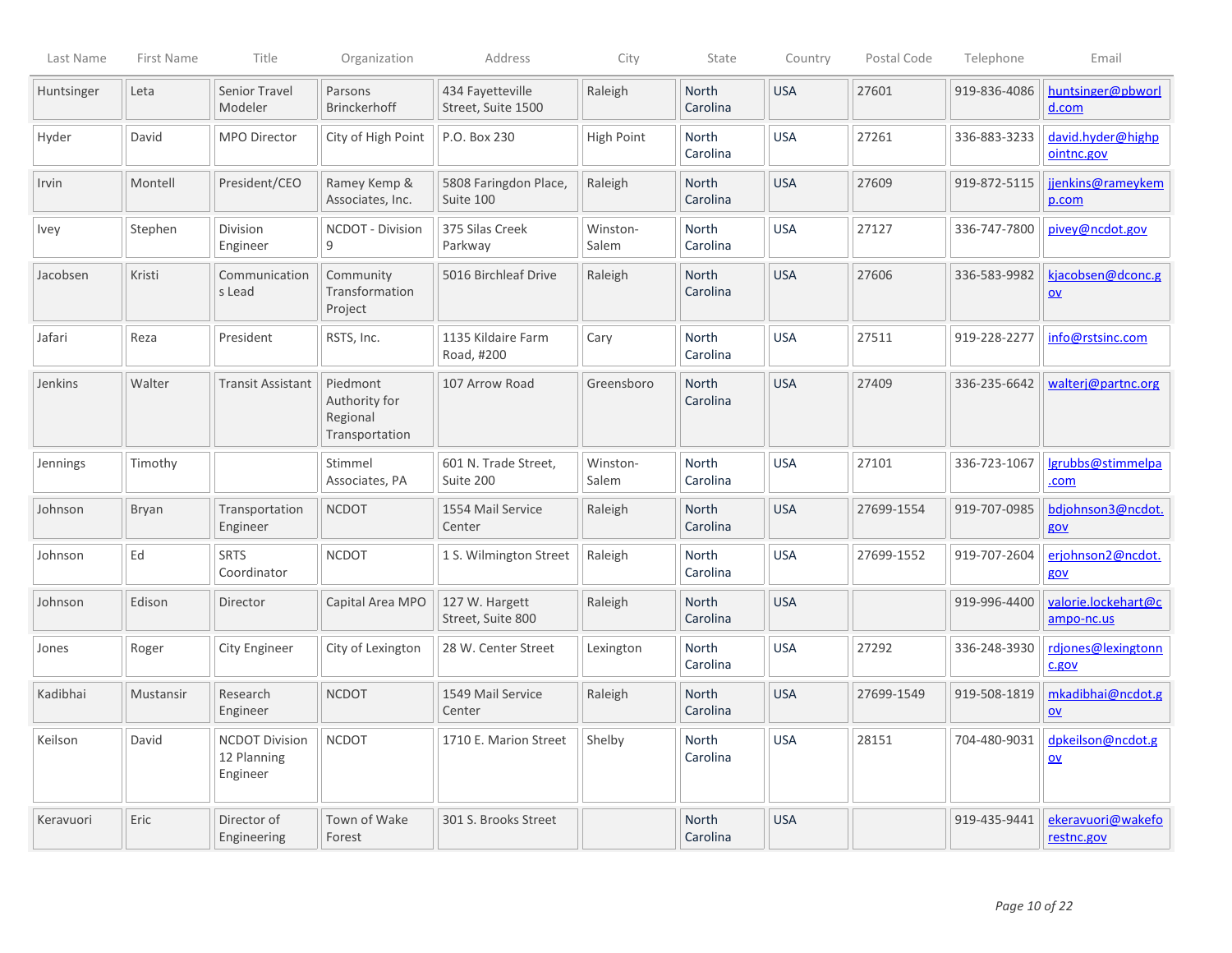| Last Name | First Name | Title | Organization | Address | City | State | Country | Postal Code | Telephone | Email |
|---|---|---|---|---|---|---|---|---|---|---|
| Huntsinger | Leta | Senior Travel Modeler | Parsons Brinckerhoff | 434 Fayetteville Street, Suite 1500 | Raleigh | North Carolina | USA | 27601 | 919-836-4086 | huntsinger@pbworld.com |
| Hyder | David | MPO Director | City of High Point | P.O. Box 230 | High Point | North Carolina | USA | 27261 | 336-883-3233 | david.hyder@highpointnc.gov |
| Irvin | Montell | President/CEO | Ramey Kemp & Associates, Inc. | 5808 Faringdon Place, Suite 100 | Raleigh | North Carolina | USA | 27609 | 919-872-5115 | jjenkins@rameykemp.com |
| Ivey | Stephen | Division Engineer | NCDOT - Division 9 | 375 Silas Creek Parkway | Winston-Salem | North Carolina | USA | 27127 | 336-747-7800 | pivey@ncdot.gov |
| Jacobsen | Kristi | Communications Lead | Community Transformation Project | 5016 Birchleaf Drive | Raleigh | North Carolina | USA | 27606 | 336-583-9982 | kjacobsen@dconc.gov |
| Jafari | Reza | President | RSTS, Inc. | 1135 Kildaire Farm Road, #200 | Cary | North Carolina | USA | 27511 | 919-228-2277 | info@rstsinc.com |
| Jenkins | Walter | Transit Assistant | Piedmont Authority for Regional Transportation | 107 Arrow Road | Greensboro | North Carolina | USA | 27409 | 336-235-6642 | walterj@partnc.org |
| Jennings | Timothy | | Stimmel Associates, PA | 601 N. Trade Street, Suite 200 | Winston-Salem | North Carolina | USA | 27101 | 336-723-1067 | lgrubbs@stimmelpa.com |
| Johnson | Bryan | Transportation Engineer | NCDOT | 1554 Mail Service Center | Raleigh | North Carolina | USA | 27699-1554 | 919-707-0985 | bdjohnson3@ncdot.gov |
| Johnson | Ed | SRTS Coordinator | NCDOT | 1 S. Wilmington Street | Raleigh | North Carolina | USA | 27699-1552 | 919-707-2604 | erjohnson2@ncdot.gov |
| Johnson | Edison | Director | Capital Area MPO | 127 W. Hargett Street, Suite 800 | Raleigh | North Carolina | USA | | 919-996-4400 | valorie.lockehart@campo-nc.us |
| Jones | Roger | City Engineer | City of Lexington | 28 W. Center Street | Lexington | North Carolina | USA | 27292 | 336-248-3930 | rdjones@lexingtonnc.gov |
| Kadibhai | Mustansir | Research Engineer | NCDOT | 1549 Mail Service Center | Raleigh | North Carolina | USA | 27699-1549 | 919-508-1819 | mkadibhai@ncdot.gov |
| Keilson | David | NCDOT Division 12 Planning Engineer | NCDOT | 1710 E. Marion Street | Shelby | North Carolina | USA | 28151 | 704-480-9031 | dpkeilson@ncdot.gov |
| Keravuori | Eric | Director of Engineering | Town of Wake Forest | 301 S. Brooks Street | | North Carolina | USA | | 919-435-9441 | ekeravuori@wakeforestnc.gov |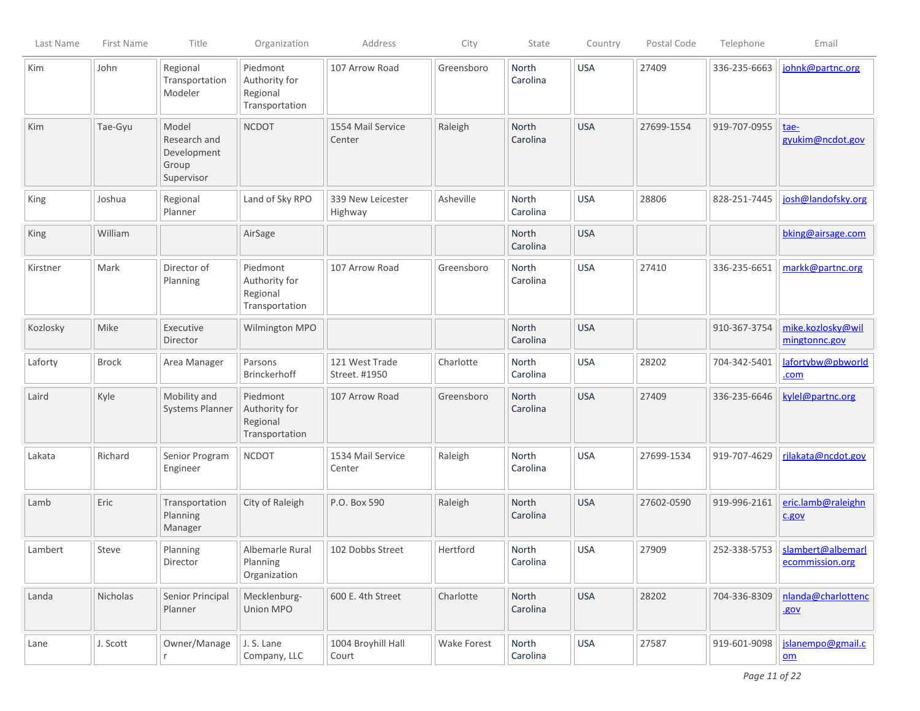| Last Name | First Name | Title | Organization | Address | City | State | Country | Postal Code | Telephone | Email |
|---|---|---|---|---|---|---|---|---|---|---|
| Kim | John | Regional Transportation Modeler | Piedmont Authority for Regional Transportation | 107 Arrow Road | Greensboro | North Carolina | USA | 27409 | 336-235-6663 | johnk@partnc.org |
| Kim | Tae-Gyu | Model Research and Development Group Supervisor | NCDOT | 1554 Mail Service Center | Raleigh | North Carolina | USA | 27699-1554 | 919-707-0955 | tae-gyukim@ncdot.gov |
| King | Joshua | Regional Planner | Land of Sky RPO | 339 New Leicester Highway | Asheville | North Carolina | USA | 28806 | 828-251-7445 | josh@landofsky.org |
| King | William | | AirSage | | | North Carolina | USA | | | bking@airsage.com |
| Kirstner | Mark | Director of Planning | Piedmont Authority for Regional Transportation | 107 Arrow Road | Greensboro | North Carolina | USA | 27410 | 336-235-6651 | markk@partnc.org |
| Kozlosky | Mike | Executive Director | Wilmington MPO | | | North Carolina | USA | | 910-367-3754 | mike.kozlosky@wilmingtonnc.gov |
| Laforty | Brock | Area Manager | Parsons Brinckerhoff | 121 West Trade Street. #1950 | Charlotte | North Carolina | USA | 28202 | 704-342-5401 | lafortybw@pbworld.com |
| Laird | Kyle | Mobility and Systems Planner | Piedmont Authority for Regional Transportation | 107 Arrow Road | Greensboro | North Carolina | USA | 27409 | 336-235-6646 | kylel@partnc.org |
| Lakata | Richard | Senior Program Engineer | NCDOT | 1534 Mail Service Center | Raleigh | North Carolina | USA | 27699-1534 | 919-707-4629 | rjlakata@ncdot.gov |
| Lamb | Eric | Transportation Planning Manager | City of Raleigh | P.O. Box 590 | Raleigh | North Carolina | USA | 27602-0590 | 919-996-2161 | eric.lamb@raleighnc.gov |
| Lambert | Steve | Planning Director | Albemarle Rural Planning Organization | 102 Dobbs Street | Hertford | North Carolina | USA | 27909 | 252-338-5753 | slambert@albemarlecommission.org |
| Landa | Nicholas | Senior Principal Planner | Mecklenburg-Union MPO | 600 E. 4th Street | Charlotte | North Carolina | USA | 28202 | 704-336-8309 | nlanda@charlottenc.gov |
| Lane | J. Scott | Owner/Manager | J. S. Lane Company, LLC | 1004 Broyhill Hall Court | Wake Forest | North Carolina | USA | 27587 | 919-601-9098 | jslanempo@gmail.com |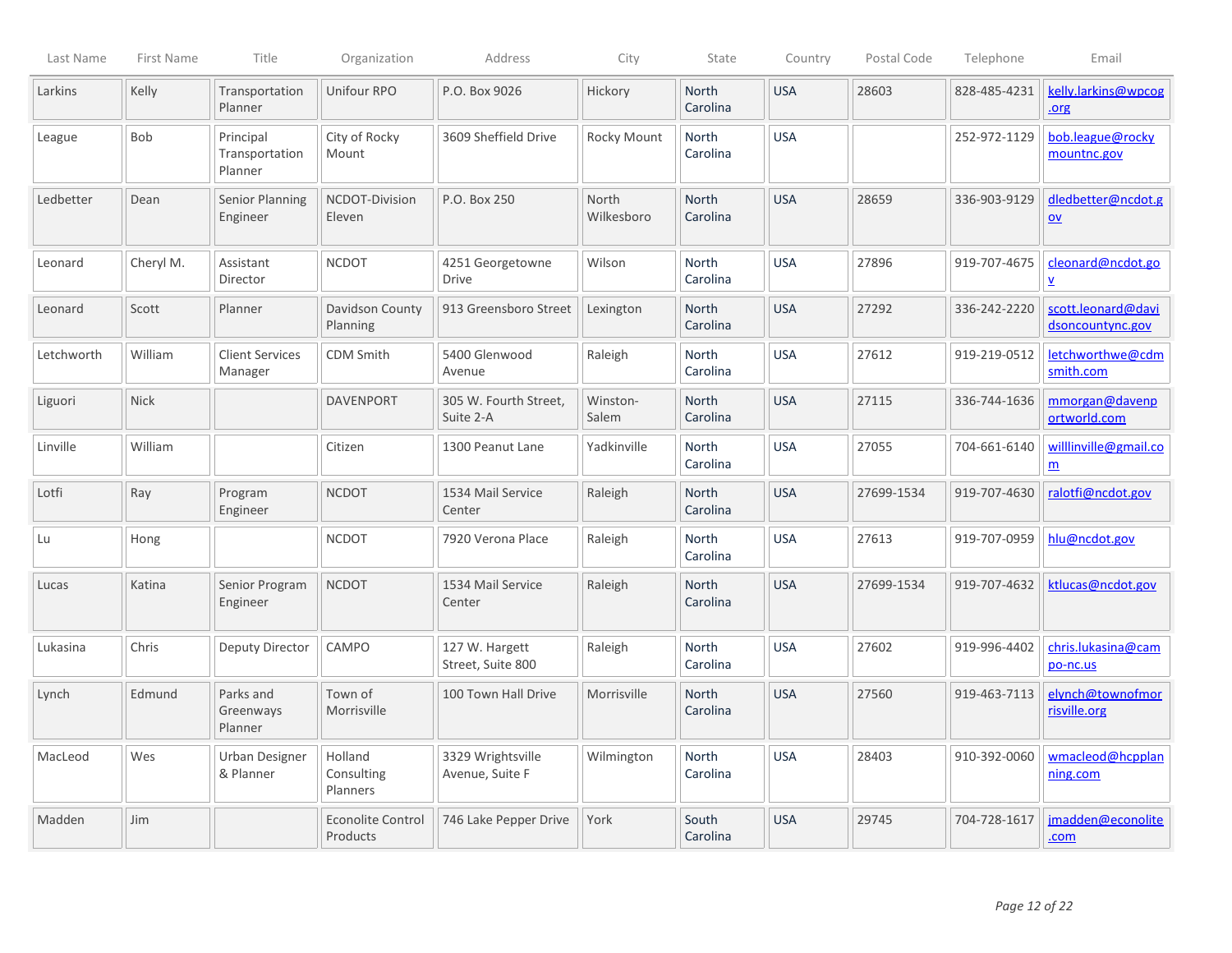| Last Name | First Name | Title | Organization | Address | City | State | Country | Postal Code | Telephone | Email |
|---|---|---|---|---|---|---|---|---|---|---|
| Larkins | Kelly | Transportation Planner | Unifour RPO | P.O. Box 9026 | Hickory | North Carolina | USA | 28603 | 828-485-4231 | kelly.larkins@wpcog.org |
| League | Bob | Principal Transportation Planner | City of Rocky Mount | 3609 Sheffield Drive | Rocky Mount | North Carolina | USA | | 252-972-1129 | bob.league@rockymountnc.gov |
| Ledbetter | Dean | Senior Planning Engineer | NCDOT-Division Eleven | P.O. Box 250 | North Wilkesboro | North Carolina | USA | 28659 | 336-903-9129 | dledbetter@ncdot.gov |
| Leonard | Cheryl M. | Assistant Director | NCDOT | 4251 Georgetowne Drive | Wilson | North Carolina | USA | 27896 | 919-707-4675 | cleonard@ncdot.gov |
| Leonard | Scott | Planner | Davidson County Planning | 913 Greensboro Street | Lexington | North Carolina | USA | 27292 | 336-242-2220 | scott.leonard@davidsoncountync.gov |
| Letchworth | William | Client Services Manager | CDM Smith | 5400 Glenwood Avenue | Raleigh | North Carolina | USA | 27612 | 919-219-0512 | letchworthwe@cdmsmith.com |
| Liguori | Nick | | DAVENPORT | 305 W. Fourth Street, Suite 2-A | Winston-Salem | North Carolina | USA | 27115 | 336-744-1636 | mmorgan@davenportworld.com |
| Linville | William | | Citizen | 1300 Peanut Lane | Yadkinville | North Carolina | USA | 27055 | 704-661-6140 | willlinville@gmail.com |
| Lotfi | Ray | Program Engineer | NCDOT | 1534 Mail Service Center | Raleigh | North Carolina | USA | 27699-1534 | 919-707-4630 | ralotfi@ncdot.gov |
| Lu | Hong | | NCDOT | 7920 Verona Place | Raleigh | North Carolina | USA | 27613 | 919-707-0959 | hlu@ncdot.gov |
| Lucas | Katina | Senior Program Engineer | NCDOT | 1534 Mail Service Center | Raleigh | North Carolina | USA | 27699-1534 | 919-707-4632 | ktlucas@ncdot.gov |
| Lukasina | Chris | Deputy Director | CAMPO | 127 W. Hargett Street, Suite 800 | Raleigh | North Carolina | USA | 27602 | 919-996-4402 | chris.lukasina@campo-nc.us |
| Lynch | Edmund | Parks and Greenways Planner | Town of Morrisville | 100 Town Hall Drive | Morrisville | North Carolina | USA | 27560 | 919-463-7113 | elynch@townofmorrisville.org |
| MacLeod | Wes | Urban Designer & Planner | Holland Consulting Planners | 3329 Wrightsville Avenue, Suite F | Wilmington | North Carolina | USA | 28403 | 910-392-0060 | wmacleod@hcpplanning.com |
| Madden | Jim | | Econolite Control Products | 746 Lake Pepper Drive | York | South Carolina | USA | 29745 | 704-728-1617 | jmadden@econolite.com |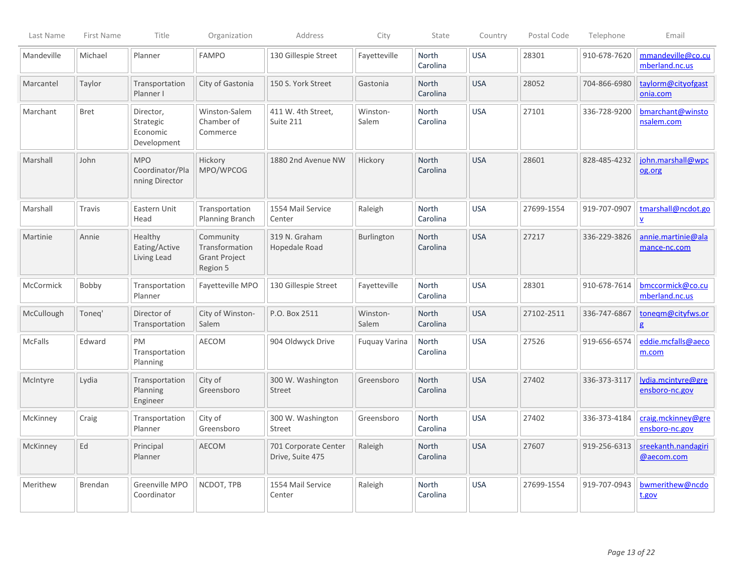| Last Name | First Name | Title | Organization | Address | City | State | Country | Postal Code | Telephone | Email |
|---|---|---|---|---|---|---|---|---|---|---|
| Mandeville | Michael | Planner | FAMPO | 130 Gillespie Street | Fayetteville | North Carolina | USA | 28301 | 910-678-7620 | mmandeville@co.cumberland.nc.us |
| Marcantel | Taylor | Transportation Planner I | City of Gastonia | 150 S. York Street | Gastonia | North Carolina | USA | 28052 | 704-866-6980 | taylorm@cityofgastonia.com |
| Marchant | Bret | Director, Strategic Economic Development | Winston-Salem Chamber of Commerce | 411 W. 4th Street, Suite 211 | Winston-Salem | North Carolina | USA | 27101 | 336-728-9200 | bmarchant@winstonsalem.com |
| Marshall | John | MPO Coordinator/Planning Director | Hickory MPO/WPCOG | 1880 2nd Avenue NW | Hickory | North Carolina | USA | 28601 | 828-485-4232 | john.marshall@wpcog.org |
| Marshall | Travis | Eastern Unit Head | Transportation Planning Branch | 1554 Mail Service Center | Raleigh | North Carolina | USA | 27699-1554 | 919-707-0907 | tmarshall@ncdot.gov |
| Martinie | Annie | Healthy Eating/Active Living Lead | Community Transformation Grant Project Region 5 | 319 N. Graham Hopedale Road | Burlington | North Carolina | USA | 27217 | 336-229-3826 | annie.martinie@alamance-nc.com |
| McCormick | Bobby | Transportation Planner | Fayetteville MPO | 130 Gillespie Street | Fayetteville | North Carolina | USA | 28301 | 910-678-7614 | bmccormick@co.cumberland.nc.us |
| McCullough | Toneq' | Director of Transportation | City of Winston-Salem | P.O. Box 2511 | Winston-Salem | North Carolina | USA | 27102-2511 | 336-747-6867 | toneqm@cityfws.org |
| McFalls | Edward | PM Transportation Planning | AECOM | 904 Oldwyck Drive | Fuquay Varina | North Carolina | USA | 27526 | 919-656-6574 | eddie.mcfalls@aecom.com |
| McIntyre | Lydia | Transportation Planning Engineer | City of Greensboro | 300 W. Washington Street | Greensboro | North Carolina | USA | 27402 | 336-373-3117 | lydia.mcintyre@greensboro-nc.gov |
| McKinney | Craig | Transportation Planner | City of Greensboro | 300 W. Washington Street | Greensboro | North Carolina | USA | 27402 | 336-373-4184 | craig.mckinney@greensboro-nc.gov |
| McKinney | Ed | Principal Planner | AECOM | 701 Corporate Center Drive, Suite 475 | Raleigh | North Carolina | USA | 27607 | 919-256-6313 | sreekanth.nandagiri@aecom.com |
| Merithew | Brendan | Greenville MPO Coordinator | NCDOT, TPB | 1554 Mail Service Center | Raleigh | North Carolina | USA | 27699-1554 | 919-707-0943 | bwmerithew@ncdot.gov |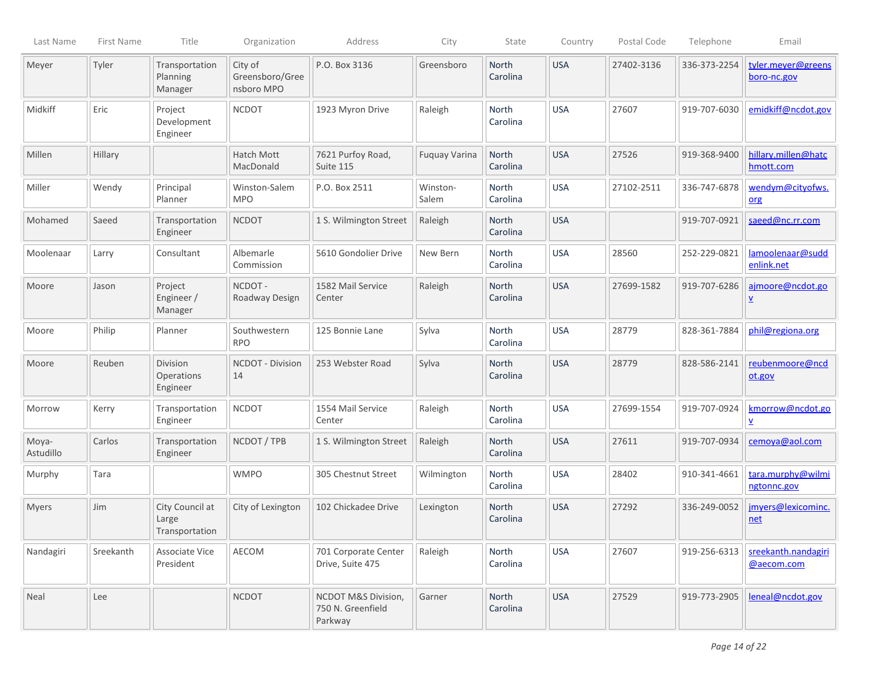| Last Name | First Name | Title | Organization | Address | City | State | Country | Postal Code | Telephone | Email |
|---|---|---|---|---|---|---|---|---|---|---|
| Meyer | Tyler | Transportation Planning Manager | City of Greensboro/Greensboro MPO | P.O. Box 3136 | Greensboro | North Carolina | USA | 27402-3136 | 336-373-2254 | tyler.meyer@greensboro-nc.gov |
| Midkiff | Eric | Project Development Engineer | NCDOT | 1923 Myron Drive | Raleigh | North Carolina | USA | 27607 | 919-707-6030 | emidkiff@ncdot.gov |
| Millen | Hillary | | Hatch Mott MacDonald | 7621 Purfoy Road, Suite 115 | Fuquay Varina | North Carolina | USA | 27526 | 919-368-9400 | hillary.millen@hatchmott.com |
| Miller | Wendy | Principal Planner | Winston-Salem MPO | P.O. Box 2511 | Winston-Salem | North Carolina | USA | 27102-2511 | 336-747-6878 | wendym@cityofws.org |
| Mohamed | Saeed | Transportation Engineer | NCDOT | 1 S. Wilmington Street | Raleigh | North Carolina | USA | | 919-707-0921 | saeed@nc.rr.com |
| Moolenaar | Larry | Consultant | Albemarle Commission | 5610 Gondolier Drive | New Bern | North Carolina | USA | 28560 | 252-229-0821 | lamoolenaar@suddenlink.net |
| Moore | Jason | Project Engineer / Manager | NCDOT - Roadway Design | 1582 Mail Service Center | Raleigh | North Carolina | USA | 27699-1582 | 919-707-6286 | ajmoore@ncdot.gov |
| Moore | Philip | Planner | Southwestern RPO | 125 Bonnie Lane | Sylva | North Carolina | USA | 28779 | 828-361-7884 | phil@regiona.org |
| Moore | Reuben | Division Operations Engineer | NCDOT - Division 14 | 253 Webster Road | Sylva | North Carolina | USA | 28779 | 828-586-2141 | reubenmoore@ncdot.gov |
| Morrow | Kerry | Transportation Engineer | NCDOT | 1554 Mail Service Center | Raleigh | North Carolina | USA | 27699-1554 | 919-707-0924 | kmorrow@ncdot.gov |
| Moya-Astudillo | Carlos | Transportation Engineer | NCDOT / TPB | 1 S. Wilmington Street | Raleigh | North Carolina | USA | 27611 | 919-707-0934 | cemoya@aol.com |
| Murphy | Tara | | WMPO | 305 Chestnut Street | Wilmington | North Carolina | USA | 28402 | 910-341-4661 | tara.murphy@wilmingtonnc.gov |
| Myers | Jim | City Council at Large Transportation | City of Lexington | 102 Chickadee Drive | Lexington | North Carolina | USA | 27292 | 336-249-0052 | jmyers@lexicominc.net |
| Nandagiri | Sreekanth | Associate Vice President | AECOM | 701 Corporate Center Drive, Suite 475 | Raleigh | North Carolina | USA | 27607 | 919-256-6313 | sreekanth.nandagiri@aecom.com |
| Neal | Lee | | NCDOT | NCDOT M&S Division, 750 N. Greenfield Parkway | Garner | North Carolina | USA | 27529 | 919-773-2905 | leneal@ncdot.gov |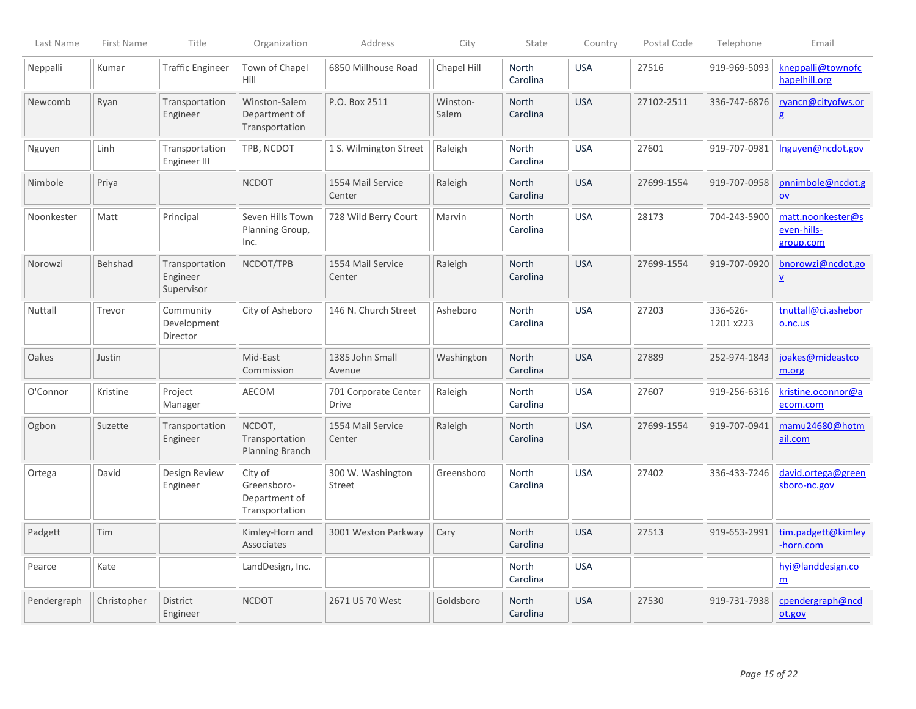| Last Name | First Name | Title | Organization | Address | City | State | Country | Postal Code | Telephone | Email |
|---|---|---|---|---|---|---|---|---|---|---|
| Neppalli | Kumar | Traffic Engineer | Town of Chapel Hill | 6850 Millhouse Road | Chapel Hill | North Carolina | USA | 27516 | 919-969-5093 | kneppalli@townofchapelhill.org |
| Newcomb | Ryan | Transportation Engineer | Winston-Salem Department of Transportation | P.O. Box 2511 | Winston-Salem | North Carolina | USA | 27102-2511 | 336-747-6876 | ryancn@cityofws.org |
| Nguyen | Linh | Transportation Engineer III | TPB, NCDOT | 1 S. Wilmington Street | Raleigh | North Carolina | USA | 27601 | 919-707-0981 | lnguyen@ncdot.gov |
| Nimbole | Priya | | NCDOT | 1554 Mail Service Center | Raleigh | North Carolina | USA | 27699-1554 | 919-707-0958 | pnnimbole@ncdot.gov |
| Noonkester | Matt | Principal | Seven Hills Town Planning Group, Inc. | 728 Wild Berry Court | Marvin | North Carolina | USA | 28173 | 704-243-5900 | matt.noonkester@seven-hills-group.com |
| Norowzi | Behshad | Transportation Engineer Supervisor | NCDOT/TPB | 1554 Mail Service Center | Raleigh | North Carolina | USA | 27699-1554 | 919-707-0920 | bnorowzi@ncdot.gov |
| Nuttall | Trevor | Community Development Director | City of Asheboro | 146 N. Church Street | Asheboro | North Carolina | USA | 27203 | 336-626-1201 x223 | tnuttall@ci.asheboro.nc.us |
| Oakes | Justin | | Mid-East Commission | 1385 John Small Avenue | Washington | North Carolina | USA | 27889 | 252-974-1843 | joakes@mideastcom.org |
| O'Connor | Kristine | Project Manager | AECOM | 701 Corporate Center Drive | Raleigh | North Carolina | USA | 27607 | 919-256-6316 | kristine.oconnor@aecom.com |
| Ogbon | Suzette | Transportation Engineer | NCDOT, Transportation Planning Branch | 1554 Mail Service Center | Raleigh | North Carolina | USA | 27699-1554 | 919-707-0941 | mamu24680@hotmail.com |
| Ortega | David | Design Review Engineer | City of Greensboro-Department of Transportation | 300 W. Washington Street | Greensboro | North Carolina | USA | 27402 | 336-433-7246 | david.ortega@greensboro-nc.gov |
| Padgett | Tim | | Kimley-Horn and Associates | 3001 Weston Parkway | Cary | North Carolina | USA | 27513 | 919-653-2991 | tim.padgett@kimley-horn.com |
| Pearce | Kate | | LandDesign, Inc. | | | North Carolina | USA | | | hyi@landdesign.com |
| Pendergraph | Christopher | District Engineer | NCDOT | 2671 US 70 West | Goldsboro | North Carolina | USA | 27530 | 919-731-7938 | cpendergraph@ncdot.gov |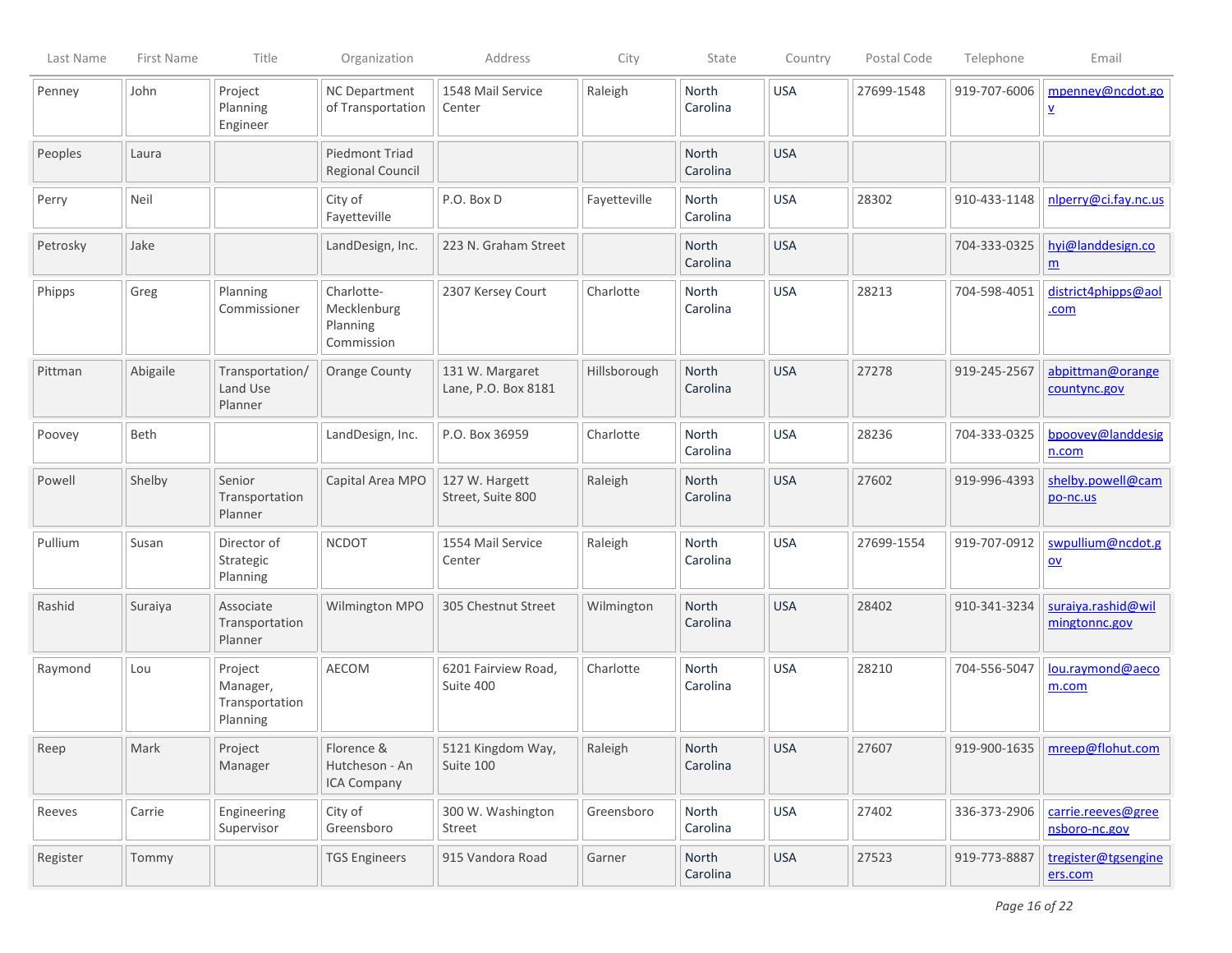| Last Name | First Name | Title | Organization | Address | City | State | Country | Postal Code | Telephone | Email |
|---|---|---|---|---|---|---|---|---|---|---|
| Penney | John | Project Planning Engineer | NC Department of Transportation | 1548 Mail Service Center | Raleigh | North Carolina | USA | 27699-1548 | 919-707-6006 | mpenney@ncdot.gov |
| Peoples | Laura | | Piedmont Triad Regional Council | | | North Carolina | USA | | | |
| Perry | Neil | | City of Fayetteville | P.O. Box D | Fayetteville | North Carolina | USA | 28302 | 910-433-1148 | nlperry@ci.fay.nc.us |
| Petrosky | Jake | | LandDesign, Inc. | 223 N. Graham Street | | North Carolina | USA | | 704-333-0325 | hyi@landdesign.com |
| Phipps | Greg | Planning Commissioner | Charlotte-Mecklenburg Planning Commission | 2307 Kersey Court | Charlotte | North Carolina | USA | 28213 | 704-598-4051 | district4phipps@aol.com |
| Pittman | Abigaile | Transportation/ Land Use Planner | Orange County | 131 W. Margaret Lane, P.O. Box 8181 | Hillsborough | North Carolina | USA | 27278 | 919-245-2567 | abpittman@orangecountync.gov |
| Poovey | Beth | | LandDesign, Inc. | P.O. Box 36959 | Charlotte | North Carolina | USA | 28236 | 704-333-0325 | bpoovey@landdesign.com |
| Powell | Shelby | Senior Transportation Planner | Capital Area MPO | 127 W. Hargett Street, Suite 800 | Raleigh | North Carolina | USA | 27602 | 919-996-4393 | shelby.powell@campo-nc.us |
| Pullium | Susan | Director of Strategic Planning | NCDOT | 1554 Mail Service Center | Raleigh | North Carolina | USA | 27699-1554 | 919-707-0912 | swpullium@ncdot.gov |
| Rashid | Suraiya | Associate Transportation Planner | Wilmington MPO | 305 Chestnut Street | Wilmington | North Carolina | USA | 28402 | 910-341-3234 | suraiya.rashid@wilmingtonnc.gov |
| Raymond | Lou | Project Manager, Transportation Planning | AECOM | 6201 Fairview Road, Suite 400 | Charlotte | North Carolina | USA | 28210 | 704-556-5047 | lou.raymond@aecom.com |
| Reep | Mark | Project Manager | Florence & Hutcheson - An ICA Company | 5121 Kingdom Way, Suite 100 | Raleigh | North Carolina | USA | 27607 | 919-900-1635 | mreep@flohut.com |
| Reeves | Carrie | Engineering Supervisor | City of Greensboro | 300 W. Washington Street | Greensboro | North Carolina | USA | 27402 | 336-373-2906 | carrie.reeves@greensboro-nc.gov |
| Register | Tommy | | TGS Engineers | 915 Vandora Road | Garner | North Carolina | USA | 27523 | 919-773-8887 | tregister@tgsengineers.com |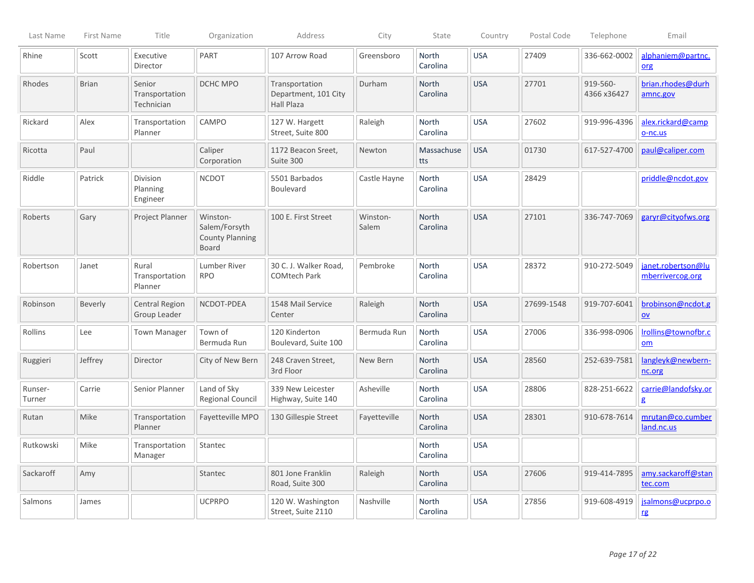| Last Name | First Name | Title | Organization | Address | City | State | Country | Postal Code | Telephone | Email |
|---|---|---|---|---|---|---|---|---|---|---|
| Rhine | Scott | Executive Director | PART | 107 Arrow Road | Greensboro | North Carolina | USA | 27409 | 336-662-0002 | alphaniem@partnc.org |
| Rhodes | Brian | Senior Transportation Technician | DCHC MPO | Transportation Department, 101 City Hall Plaza | Durham | North Carolina | USA | 27701 | 919-560-4366 x36427 | brian.rhodes@durhamnc.gov |
| Rickard | Alex | Transportation Planner | CAMPO | 127 W. Hargett Street, Suite 800 | Raleigh | North Carolina | USA | 27602 | 919-996-4396 | alex.rickard@campo-nc.us |
| Ricotta | Paul | | Caliper Corporation | 1172 Beacon Sreet, Suite 300 | Newton | Massachusetts | USA | 01730 | 617-527-4700 | paul@caliper.com |
| Riddle | Patrick | Division Planning Engineer | NCDOT | 5501 Barbados Boulevard | Castle Hayne | North Carolina | USA | 28429 | | priddle@ncdot.gov |
| Roberts | Gary | Project Planner | Winston-Salem/Forsyth County Planning Board | 100 E. First Street | Winston-Salem | North Carolina | USA | 27101 | 336-747-7069 | garyr@cityofws.org |
| Robertson | Janet | Rural Transportation Planner | Lumber River RPO | 30 C. J. Walker Road, COMtech Park | Pembroke | North Carolina | USA | 28372 | 910-272-5049 | janet.robertson@lumberrivercog.org |
| Robinson | Beverly | Central Region Group Leader | NCDOT-PDEA | 1548 Mail Service Center | Raleigh | North Carolina | USA | 27699-1548 | 919-707-6041 | brobinson@ncdot.gov |
| Rollins | Lee | Town Manager | Town of Bermuda Run | 120 Kinderton Boulevard, Suite 100 | Bermuda Run | North Carolina | USA | 27006 | 336-998-0906 | lrollins@townofbr.com |
| Ruggieri | Jeffrey | Director | City of New Bern | 248 Craven Street, 3rd Floor | New Bern | North Carolina | USA | 28560 | 252-639-7581 | langleyk@newbern-nc.org |
| Runser-Turner | Carrie | Senior Planner | Land of Sky Regional Council | 339 New Leicester Highway, Suite 140 | Asheville | North Carolina | USA | 28806 | 828-251-6622 | carrie@landofsky.org |
| Rutan | Mike | Transportation Planner | Fayetteville MPO | 130 Gillespie Street | Fayetteville | North Carolina | USA | 28301 | 910-678-7614 | mrutan@co.cumberland.nc.us |
| Rutkowski | Mike | Transportation Manager | Stantec | | | North Carolina | USA | | | |
| Sackaroff | Amy | | Stantec | 801 Jone Franklin Road, Suite 300 | Raleigh | North Carolina | USA | 27606 | 919-414-7895 | amy.sackaroff@stantec.com |
| Salmons | James | | UCPRPO | 120 W. Washington Street, Suite 2110 | Nashville | North Carolina | USA | 27856 | 919-608-4919 | jsalmons@ucprpo.org |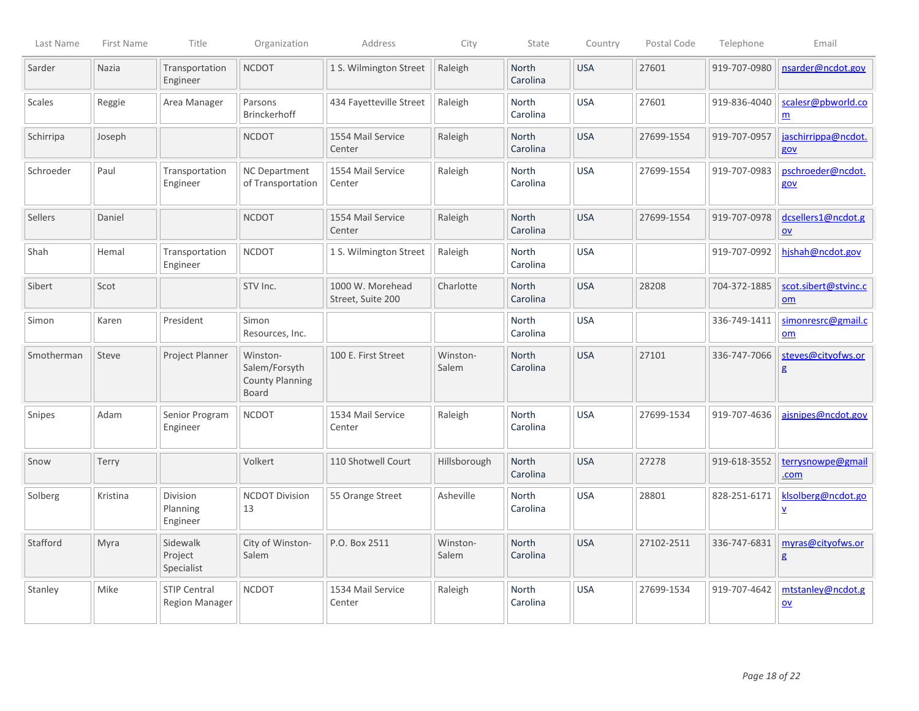| Last Name | First Name | Title | Organization | Address | City | State | Country | Postal Code | Telephone | Email |
|---|---|---|---|---|---|---|---|---|---|---|
| Sarder | Nazia | Transportation Engineer | NCDOT | 1 S. Wilmington Street | Raleigh | North Carolina | USA | 27601 | 919-707-0980 | nsarder@ncdot.gov |
| Scales | Reggie | Area Manager | Parsons Brinckerhoff | 434 Fayetteville Street | Raleigh | North Carolina | USA | 27601 | 919-836-4040 | scalesr@pbworld.com |
| Schirripa | Joseph | | NCDOT | 1554 Mail Service Center | Raleigh | North Carolina | USA | 27699-1554 | 919-707-0957 | jaschirripa@ncdot.gov |
| Schroeder | Paul | Transportation Engineer | NC Department of Transportation | 1554 Mail Service Center | Raleigh | North Carolina | USA | 27699-1554 | 919-707-0983 | pschroeder@ncdot.gov |
| Sellers | Daniel | | NCDOT | 1554 Mail Service Center | Raleigh | North Carolina | USA | 27699-1554 | 919-707-0978 | dcsellers1@ncdot.gov |
| Shah | Hemal | Transportation Engineer | NCDOT | 1 S. Wilmington Street | Raleigh | North Carolina | USA | | 919-707-0992 | hjshah@ncdot.gov |
| Sibert | Scot | | STV Inc. | 1000 W. Morehead Street, Suite 200 | Charlotte | North Carolina | USA | 28208 | 704-372-1885 | scot.sibert@stvinc.com |
| Simon | Karen | President | Simon Resources, Inc. | | | North Carolina | USA | | 336-749-1411 | simonresrc@gmail.com |
| Smotherman | Steve | Project Planner | Winston-Salem/Forsyth County Planning Board | 100 E. First Street | Winston-Salem | North Carolina | USA | 27101 | 336-747-7066 | steves@cityofws.org |
| Snipes | Adam | Senior Program Engineer | NCDOT | 1534 Mail Service Center | Raleigh | North Carolina | USA | 27699-1534 | 919-707-4636 | ajsnipes@ncdot.gov |
| Snow | Terry | | Volkert | 110 Shotwell Court | Hillsborough | North Carolina | USA | 27278 | 919-618-3552 | terrysnowpe@gmail.com |
| Solberg | Kristina | Division Planning Engineer | NCDOT Division 13 | 55 Orange Street | Asheville | North Carolina | USA | 28801 | 828-251-6171 | klsolberg@ncdot.gov |
| Stafford | Myra | Sidewalk Project Specialist | City of Winston-Salem | P.O. Box 2511 | Winston-Salem | North Carolina | USA | 27102-2511 | 336-747-6831 | myras@cityofws.org |
| Stanley | Mike | STIP Central Region Manager | NCDOT | 1534 Mail Service Center | Raleigh | North Carolina | USA | 27699-1534 | 919-707-4642 | mtstanley@ncdot.gov |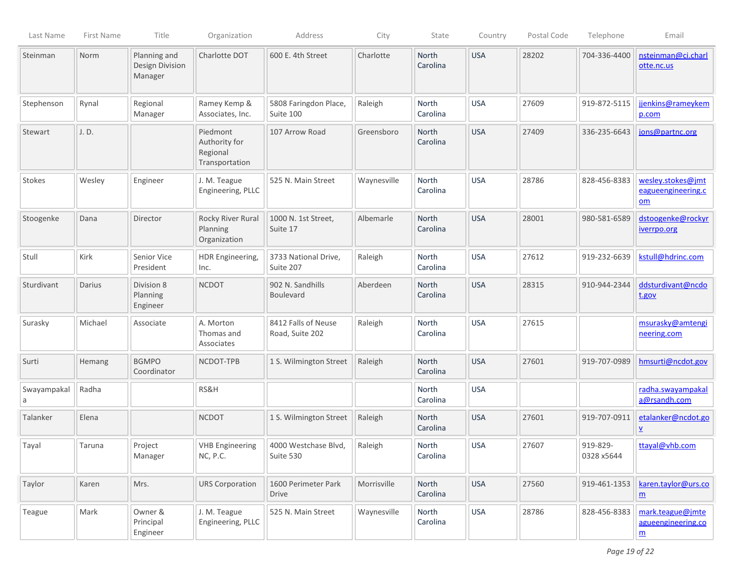| Last Name | First Name | Title | Organization | Address | City | State | Country | Postal Code | Telephone | Email |
|---|---|---|---|---|---|---|---|---|---|---|
| Steinman | Norm | Planning and Design Division Manager | Charlotte DOT | 600 E. 4th Street | Charlotte | North Carolina | USA | 28202 | 704-336-4400 | nsteinman@ci.charlotte.nc.us |
| Stephenson | Rynal | Regional Manager | Ramey Kemp & Associates, Inc. | 5808 Faringdon Place, Suite 100 | Raleigh | North Carolina | USA | 27609 | 919-872-5115 | jjenkins@rameykemp.com |
| Stewart | J. D. | | Piedmont Authority for Regional Transportation | 107 Arrow Road | Greensboro | North Carolina | USA | 27409 | 336-235-6643 | jons@partnc.org |
| Stokes | Wesley | Engineer | J. M. Teague Engineering, PLLC | 525 N. Main Street | Waynesville | North Carolina | USA | 28786 | 828-456-8383 | wesley.stokes@jmteagueengineering.com |
| Stoogenke | Dana | Director | Rocky River Rural Planning Organization | 1000 N. 1st Street, Suite 17 | Albemarle | North Carolina | USA | 28001 | 980-581-6589 | dstoogenke@rockyriverrpo.org |
| Stull | Kirk | Senior Vice President | HDR Engineering, Inc. | 3733 National Drive, Suite 207 | Raleigh | North Carolina | USA | 27612 | 919-232-6639 | kstull@hdrinc.com |
| Sturdivant | Darius | Division 8 Planning Engineer | NCDOT | 902 N. Sandhills Boulevard | Aberdeen | North Carolina | USA | 28315 | 910-944-2344 | ddsturdivant@ncdot.gov |
| Surasky | Michael | Associate | A. Morton Thomas and Associates | 8412 Falls of Neuse Road, Suite 202 | Raleigh | North Carolina | USA | 27615 | | msurasky@amtengineering.com |
| Surti | Hemang | BGMPO Coordinator | NCDOT-TPB | 1 S. Wilmington Street | Raleigh | North Carolina | USA | 27601 | 919-707-0989 | hmsurti@ncdot.gov |
| Swayampakala | Radha | | RS&H | | | North Carolina | USA | | | radha.swayampakala@rsandh.com |
| Talanker | Elena | | NCDOT | 1 S. Wilmington Street | Raleigh | North Carolina | USA | 27601 | 919-707-0911 | etalanker@ncdot.gov |
| Tayal | Taruna | Project Manager | VHB Engineering NC, P.C. | 4000 Westchase Blvd, Suite 530 | Raleigh | North Carolina | USA | 27607 | 919-829-0328 x5644 | ttayal@vhb.com |
| Taylor | Karen | Mrs. | URS Corporation | 1600 Perimeter Park Drive | Morrisville | North Carolina | USA | 27560 | 919-461-1353 | karen.taylor@urs.com |
| Teague | Mark | Owner & Principal Engineer | J. M. Teague Engineering, PLLC | 525 N. Main Street | Waynesville | North Carolina | USA | 28786 | 828-456-8383 | mark.teague@jmteagueengineering.com |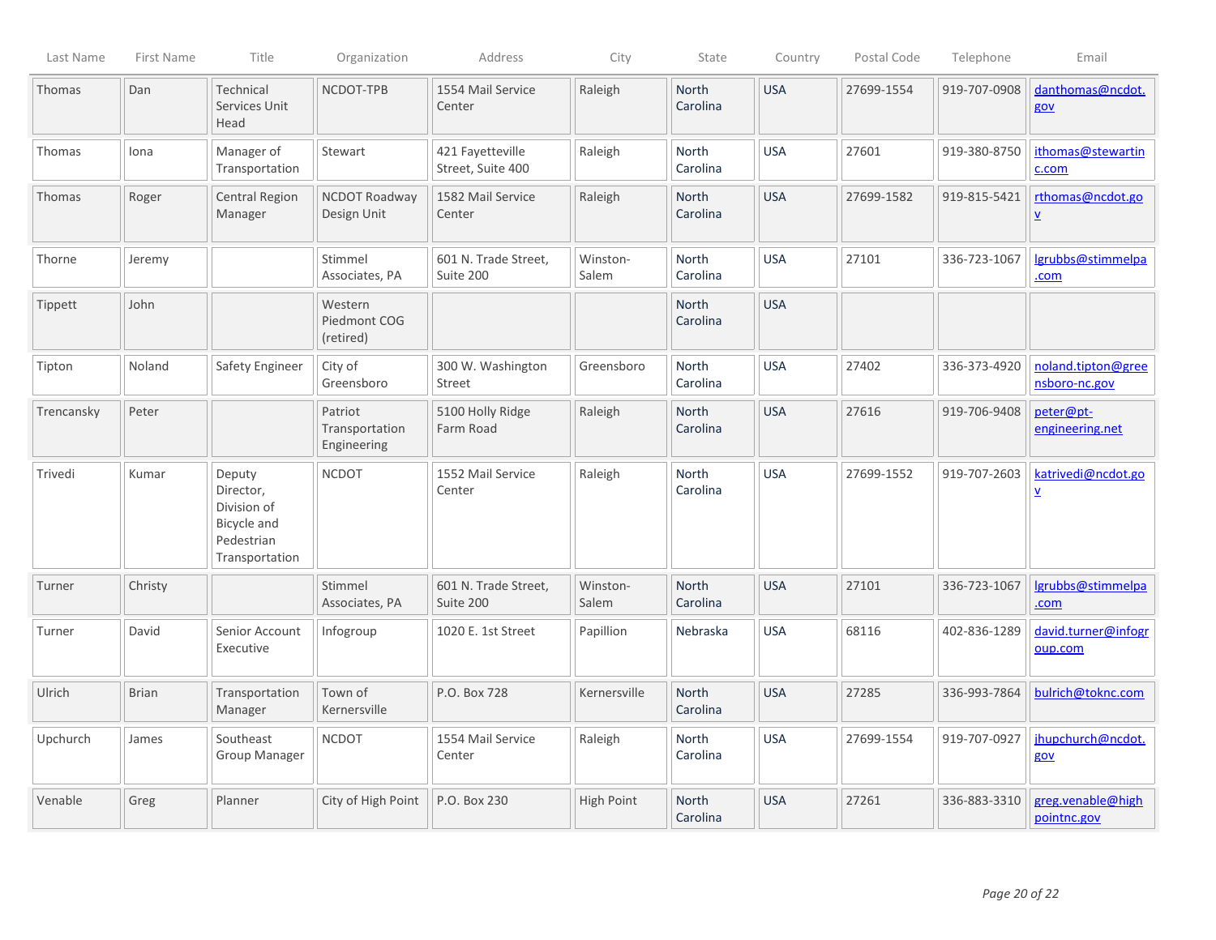| Last Name | First Name | Title | Organization | Address | City | State | Country | Postal Code | Telephone | Email |
|---|---|---|---|---|---|---|---|---|---|---|
| Thomas | Dan | Technical Services Unit Head | NCDOT-TPB | 1554 Mail Service Center | Raleigh | North Carolina | USA | 27699-1554 | 919-707-0908 | danthomas@ncdot.gov |
| Thomas | Iona | Manager of Transportation | Stewart | 421 Fayetteville Street, Suite 400 | Raleigh | North Carolina | USA | 27601 | 919-380-8750 | ithomas@stewartinc.com |
| Thomas | Roger | Central Region Manager | NCDOT Roadway Design Unit | 1582 Mail Service Center | Raleigh | North Carolina | USA | 27699-1582 | 919-815-5421 | rthomas@ncdot.gov |
| Thorne | Jeremy | | Stimmel Associates, PA | 601 N. Trade Street, Suite 200 | Winston-Salem | North Carolina | USA | 27101 | 336-723-1067 | lgrubbs@stimmelpa.com |
| Tippett | John | | Western Piedmont COG (retired) | | | North Carolina | USA | | | |
| Tipton | Noland | Safety Engineer | City of Greensboro | 300 W. Washington Street | Greensboro | North Carolina | USA | 27402 | 336-373-4920 | noland.tipton@greensboro-nc.gov |
| Trencansky | Peter | | Patriot Transportation Engineering | 5100 Holly Ridge Farm Road | Raleigh | North Carolina | USA | 27616 | 919-706-9408 | peter@pt-engineering.net |
| Trivedi | Kumar | Deputy Director, Division of Bicycle and Pedestrian Transportation | NCDOT | 1552 Mail Service Center | Raleigh | North Carolina | USA | 27699-1552 | 919-707-2603 | katrivedi@ncdot.gov |
| Turner | Christy | | Stimmel Associates, PA | 601 N. Trade Street, Suite 200 | Winston-Salem | North Carolina | USA | 27101 | 336-723-1067 | lgrubbs@stimmelpa.com |
| Turner | David | Senior Account Executive | Infogroup | 1020 E. 1st Street | Papillion | Nebraska | USA | 68116 | 402-836-1289 | david.turner@infogroup.com |
| Ulrich | Brian | Transportation Manager | Town of Kernersville | P.O. Box 728 | Kernersville | North Carolina | USA | 27285 | 336-993-7864 | bulrich@toknc.com |
| Upchurch | James | Southeast Group Manager | NCDOT | 1554 Mail Service Center | Raleigh | North Carolina | USA | 27699-1554 | 919-707-0927 | jhupchurch@ncdot.gov |
| Venable | Greg | Planner | City of High Point | P.O. Box 230 | High Point | North Carolina | USA | 27261 | 336-883-3310 | greg.venable@highpointnc.gov |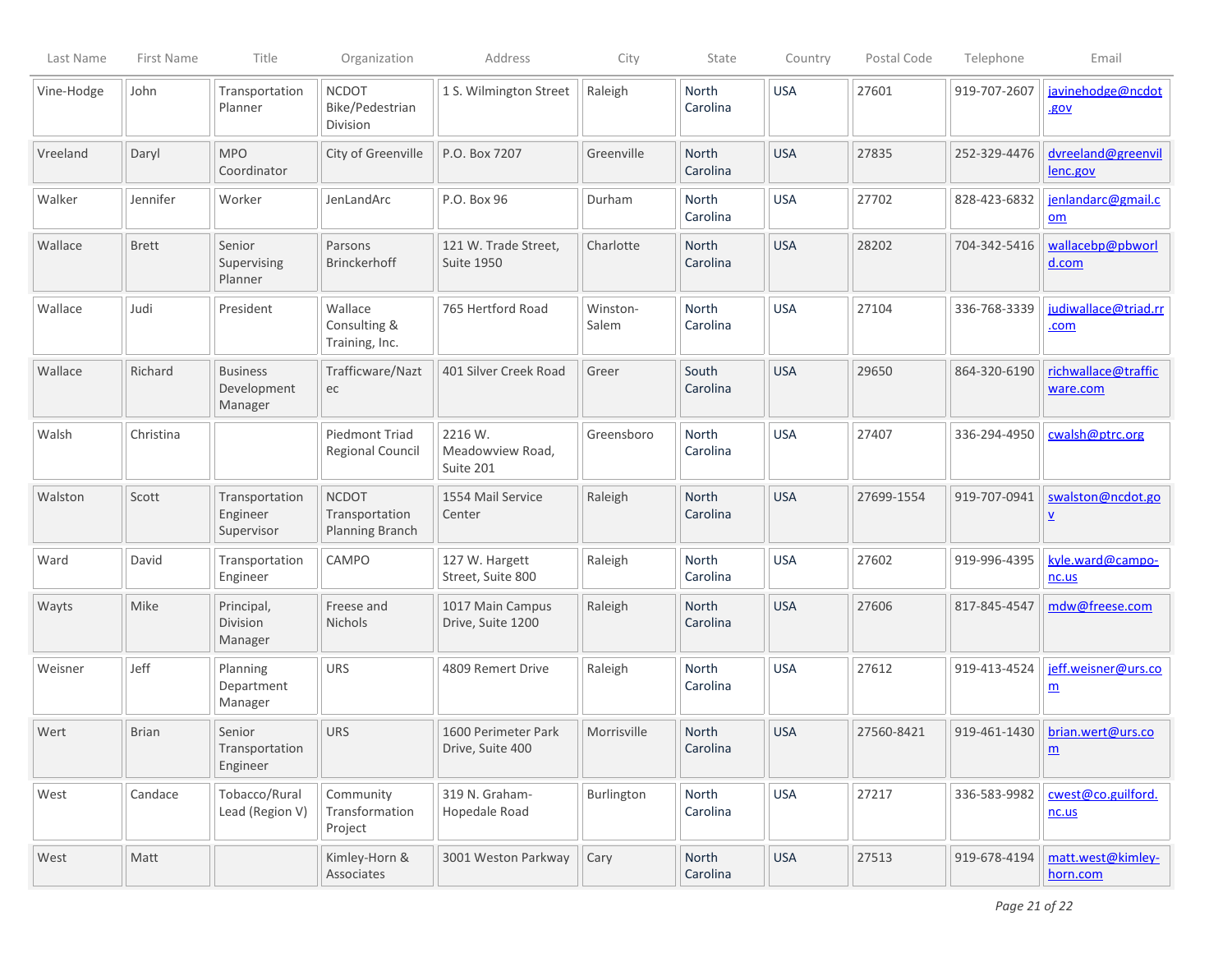| Last Name | First Name | Title | Organization | Address | City | State | Country | Postal Code | Telephone | Email |
|---|---|---|---|---|---|---|---|---|---|---|
| Vine-Hodge | John | Transportation Planner | NCDOT Bike/Pedestrian Division | 1 S. Wilmington Street | Raleigh | North Carolina | USA | 27601 | 919-707-2607 | javinehodge@ncdot.gov |
| Vreeland | Daryl | MPO Coordinator | City of Greenville | P.O. Box 7207 | Greenville | North Carolina | USA | 27835 | 252-329-4476 | dvreeland@greenvillenc.gov |
| Walker | Jennifer | Worker | JenLandArc | P.O. Box 96 | Durham | North Carolina | USA | 27702 | 828-423-6832 | jenlandarc@gmail.com |
| Wallace | Brett | Senior Supervising Planner | Parsons Brinckerhoff | 121 W. Trade Street, Suite 1950 | Charlotte | North Carolina | USA | 28202 | 704-342-5416 | wallacebp@pbworld.com |
| Wallace | Judi | President | Wallace Consulting & Training, Inc. | 765 Hertford Road | Winston-Salem | North Carolina | USA | 27104 | 336-768-3339 | judiwallace@triad.rr.com |
| Wallace | Richard | Business Development Manager | Trafficware/Naztec | 401 Silver Creek Road | Greer | South Carolina | USA | 29650 | 864-320-6190 | richwallace@trafficware.com |
| Walsh | Christina | | Piedmont Triad Regional Council | 2216 W. Meadowview Road, Suite 201 | Greensboro | North Carolina | USA | 27407 | 336-294-4950 | cwalsh@ptrc.org |
| Walston | Scott | Transportation Engineer Supervisor | NCDOT Transportation Planning Branch | 1554 Mail Service Center | Raleigh | North Carolina | USA | 27699-1554 | 919-707-0941 | swalston@ncdot.gov |
| Ward | David | Transportation Engineer | CAMPO | 127 W. Hargett Street, Suite 800 | Raleigh | North Carolina | USA | 27602 | 919-996-4395 | kyle.ward@campo-nc.us |
| Wayts | Mike | Principal, Division Manager | Freese and Nichols | 1017 Main Campus Drive, Suite 1200 | Raleigh | North Carolina | USA | 27606 | 817-845-4547 | mdw@freese.com |
| Weisner | Jeff | Planning Department Manager | URS | 4809 Remert Drive | Raleigh | North Carolina | USA | 27612 | 919-413-4524 | jeff.weisner@urs.com |
| Wert | Brian | Senior Transportation Engineer | URS | 1600 Perimeter Park Drive, Suite 400 | Morrisville | North Carolina | USA | 27560-8421 | 919-461-1430 | brian.wert@urs.com |
| West | Candace | Tobacco/Rural Lead (Region V) | Community Transformation Project | 319 N. Graham-Hopedale Road | Burlington | North Carolina | USA | 27217 | 336-583-9982 | cwest@co.guilford.nc.us |
| West | Matt | | Kimley-Horn & Associates | 3001 Weston Parkway | Cary | North Carolina | USA | 27513 | 919-678-4194 | matt.west@kimley-horn.com |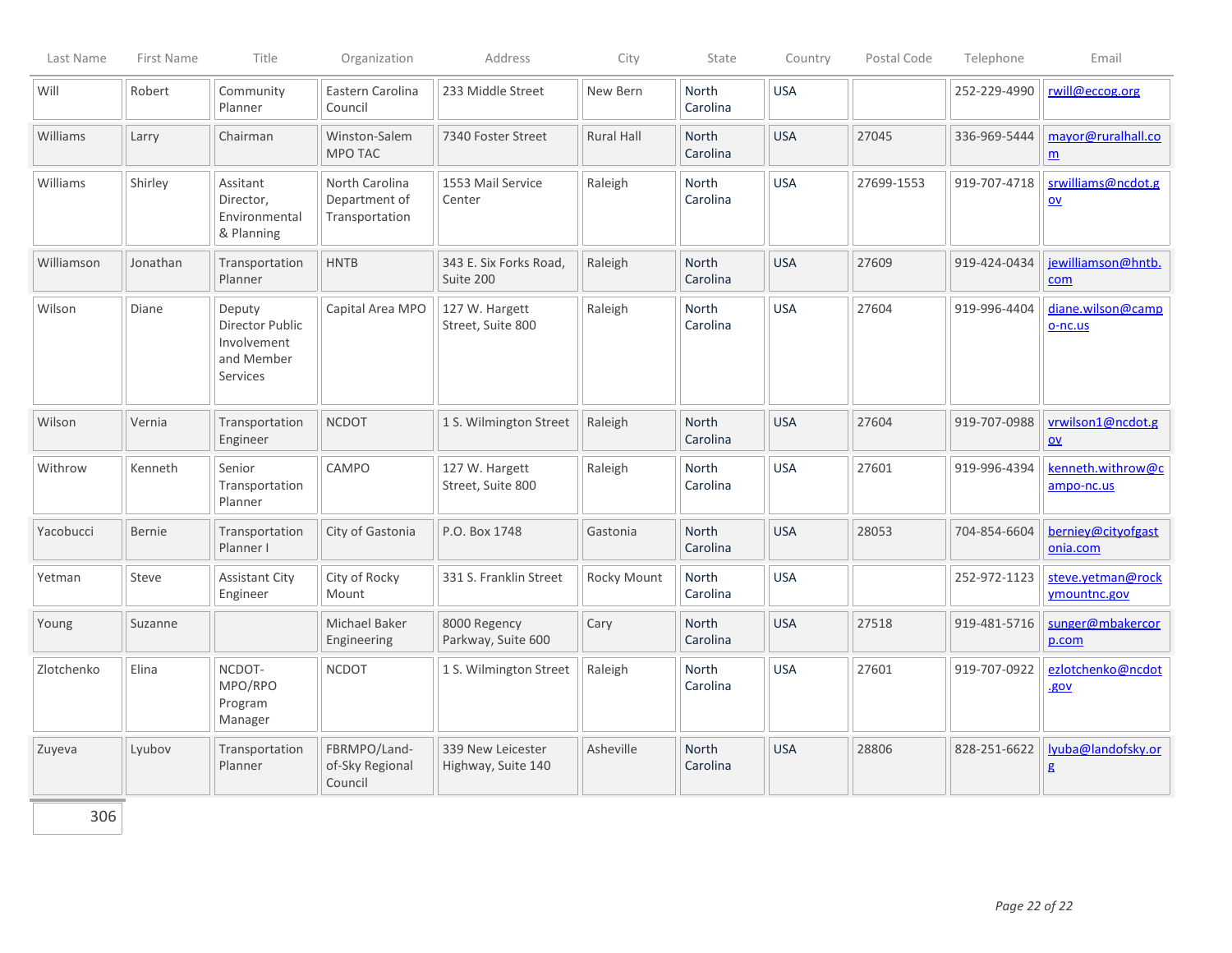| Last Name | First Name | Title | Organization | Address | City | State | Country | Postal Code | Telephone | Email |
|---|---|---|---|---|---|---|---|---|---|---|
| Will | Robert | Community Planner | Eastern Carolina Council | 233 Middle Street | New Bern | North Carolina | USA | | 252-229-4990 | rwill@eccog.org |
| Williams | Larry | Chairman | Winston-Salem MPO TAC | 7340 Foster Street | Rural Hall | North Carolina | USA | 27045 | 336-969-5444 | mayor@ruralhall.com |
| Williams | Shirley | Assitant Director, Environmental & Planning | North Carolina Department of Transportation | 1553 Mail Service Center | Raleigh | North Carolina | USA | 27699-1553 | 919-707-4718 | srwilliams@ncdot.gov |
| Williamson | Jonathan | Transportation Planner | HNTB | 343 E. Six Forks Road, Suite 200 | Raleigh | North Carolina | USA | 27609 | 919-424-0434 | jewilliamson@hntb.com |
| Wilson | Diane | Deputy Director Public Involvement and Member Services | Capital Area MPO | 127 W. Hargett Street, Suite 800 | Raleigh | North Carolina | USA | 27604 | 919-996-4404 | diane.wilson@campo-nc.us |
| Wilson | Vernia | Transportation Engineer | NCDOT | 1 S. Wilmington Street | Raleigh | North Carolina | USA | 27604 | 919-707-0988 | vrwilson1@ncdot.gov |
| Withrow | Kenneth | Senior Transportation Planner | CAMPO | 127 W. Hargett Street, Suite 800 | Raleigh | North Carolina | USA | 27601 | 919-996-4394 | kenneth.withrow@campo-nc.us |
| Yacobucci | Bernie | Transportation Planner I | City of Gastonia | P.O. Box 1748 | Gastonia | North Carolina | USA | 28053 | 704-854-6604 | berniey@cityofgastonia.com |
| Yetman | Steve | Assistant City Engineer | City of Rocky Mount | 331 S. Franklin Street | Rocky Mount | North Carolina | USA | | 252-972-1123 | steve.yetman@rockymountnc.gov |
| Young | Suzanne | | Michael Baker Engineering | 8000 Regency Parkway, Suite 600 | Cary | North Carolina | USA | 27518 | 919-481-5716 | sunger@mbakercorp.com |
| Zlotchenko | Elina | NCDOT-MPO/RPO Program Manager | NCDOT | 1 S. Wilmington Street | Raleigh | North Carolina | USA | 27601 | 919-707-0922 | ezlotchenko@ncdot.gov |
| Zuyeva | Lyubov | Transportation Planner | FBRMPO/Land-of-Sky Regional Council | 339 New Leicester Highway, Suite 140 | Asheville | North Carolina | USA | 28806 | 828-251-6622 | lyuba@landofsky.org |
| 306 | | | | | | | | | | |